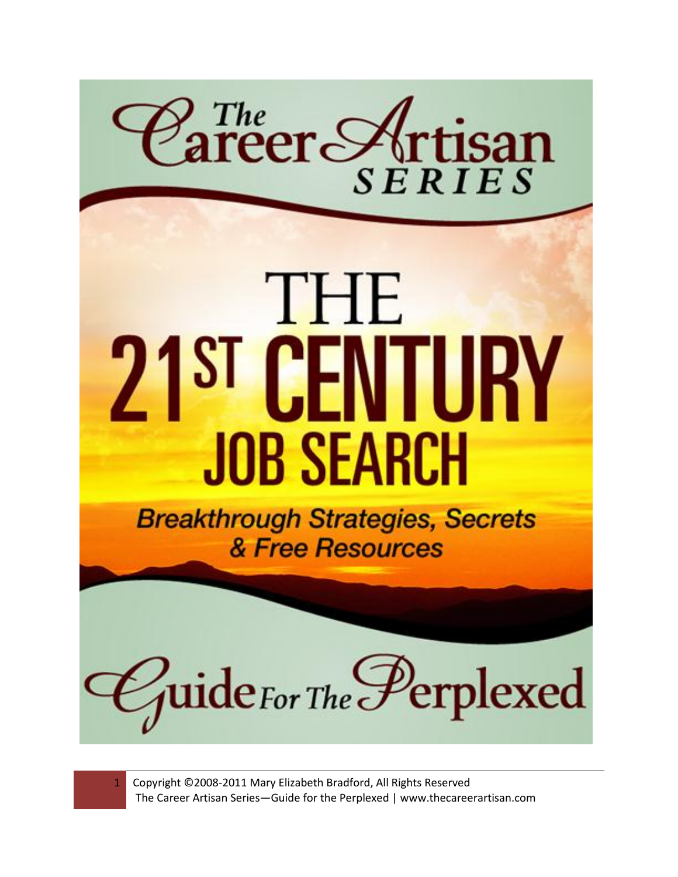# The Career Artisan SERIES

# THE 21ST CENTURY JOB SEARCH

**Breakthrough Strategies, Secrets & Free Resources**

## Guide For The Perplexed

Copyright ©2008-2011 Mary Elizabeth Bradford, All Rights Reserved
The Career Artisan Series—Guide for the Perplexed | www.thecareerartisan.com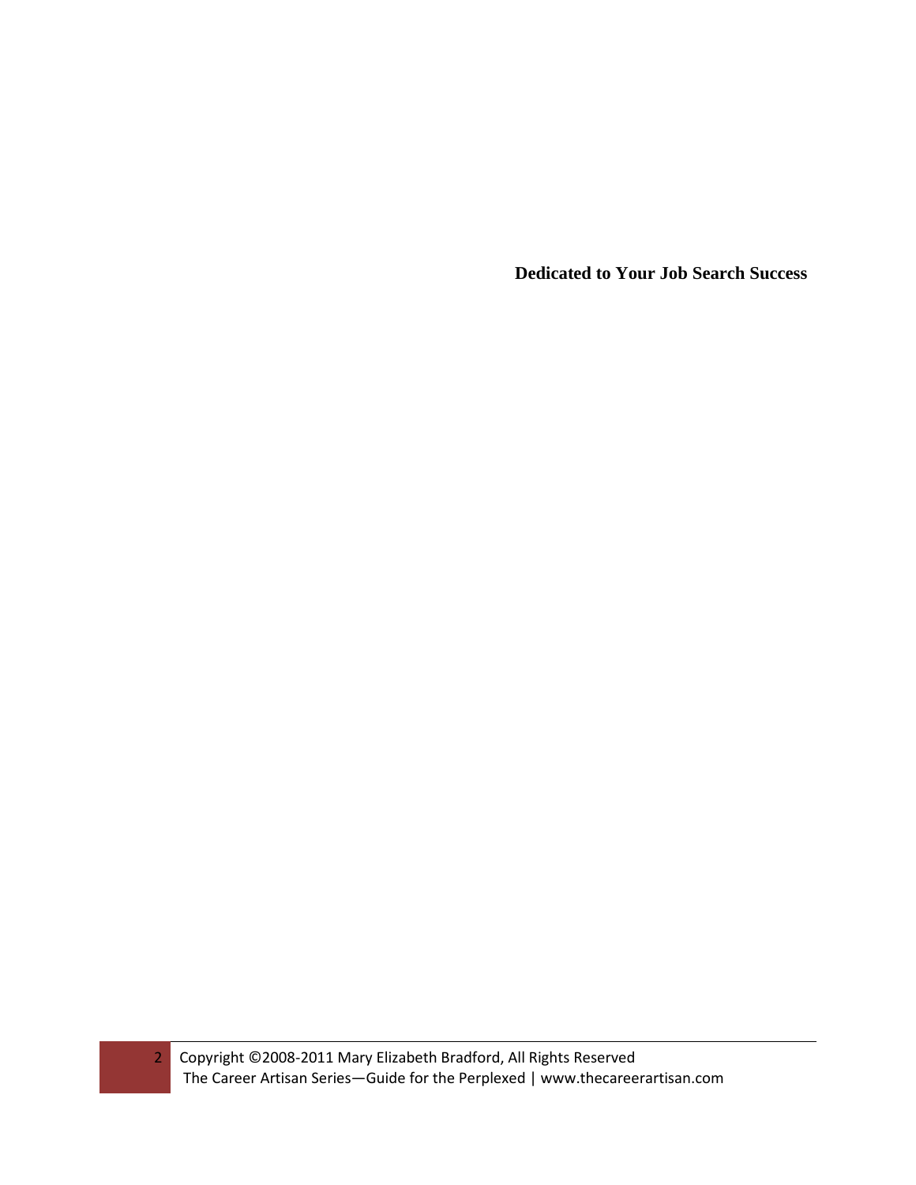**Dedicated to Your Job Search Success**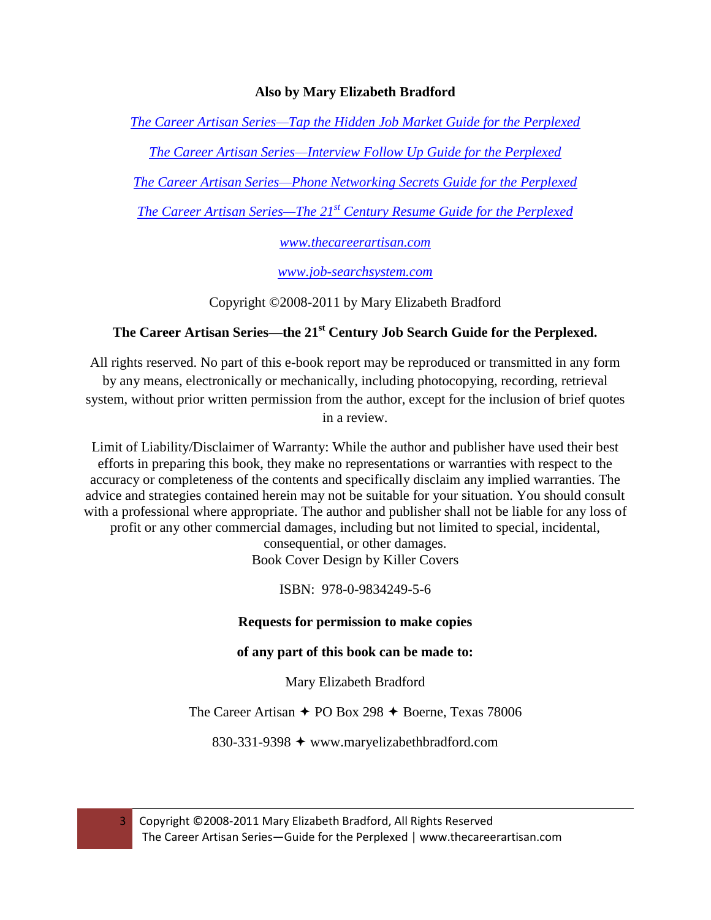**Also by Mary Elizabeth Bradford**

*The Career Artisan Series—Tap the Hidden Job Market Guide for the Perplexed*

*The Career Artisan Series—Interview Follow Up Guide for the Perplexed*

*The Career Artisan Series—Phone Networking Secrets Guide for the Perplexed*

*The Career Artisan Series—The 21st Century Resume Guide for the Perplexed*

*www.thecareerartisan.com*

*www.job-searchsystem.com*

Copyright ©2008-2011 by Mary Elizabeth Bradford

**The Career Artisan Series—the 21st Century Job Search Guide for the Perplexed.**

All rights reserved. No part of this e-book report may be reproduced or transmitted in any form by any means, electronically or mechanically, including photocopying, recording, retrieval system, without prior written permission from the author, except for the inclusion of brief quotes in a review.

Limit of Liability/Disclaimer of Warranty: While the author and publisher have used their best efforts in preparing this book, they make no representations or warranties with respect to the accuracy or completeness of the contents and specifically disclaim any implied warranties. The advice and strategies contained herein may not be suitable for your situation. You should consult with a professional where appropriate. The author and publisher shall not be liable for any loss of profit or any other commercial damages, including but not limited to special, incidental, consequential, or other damages.
Book Cover Design by Killer Covers

ISBN: 978-0-9834249-5-6

**Requests for permission to make copies**

**of any part of this book can be made to:**

Mary Elizabeth Bradford

The Career Artisan ✦ PO Box 298 ✦ Boerne, Texas 78006

830-331-9398 ✦ www.maryelizabethbradford.com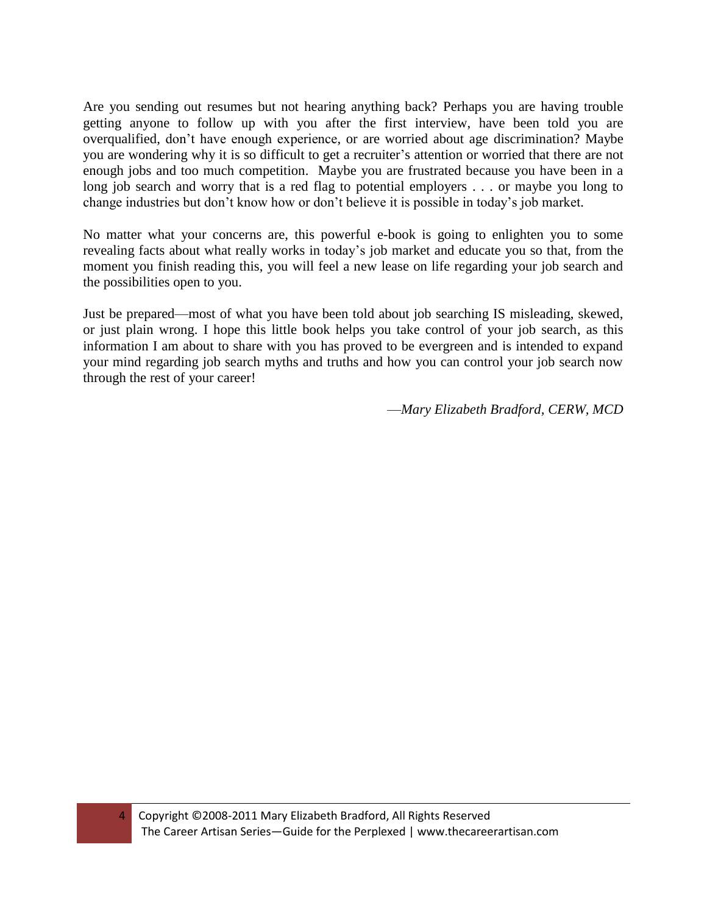Are you sending out resumes but not hearing anything back? Perhaps you are having trouble getting anyone to follow up with you after the first interview, have been told you are overqualified, don't have enough experience, or are worried about age discrimination? Maybe you are wondering why it is so difficult to get a recruiter's attention or worried that there are not enough jobs and too much competition. Maybe you are frustrated because you have been in a long job search and worry that is a red flag to potential employers . . . or maybe you long to change industries but don't know how or don't believe it is possible in today's job market.

No matter what your concerns are, this powerful e-book is going to enlighten you to some revealing facts about what really works in today's job market and educate you so that, from the moment you finish reading this, you will feel a new lease on life regarding your job search and the possibilities open to you.

Just be prepared—most of what you have been told about job searching IS misleading, skewed, or just plain wrong. I hope this little book helps you take control of your job search, as this information I am about to share with you has proved to be evergreen and is intended to expand your mind regarding job search myths and truths and how you can control your job search now through the rest of your career!

—*Mary Elizabeth Bradford, CERW, MCD*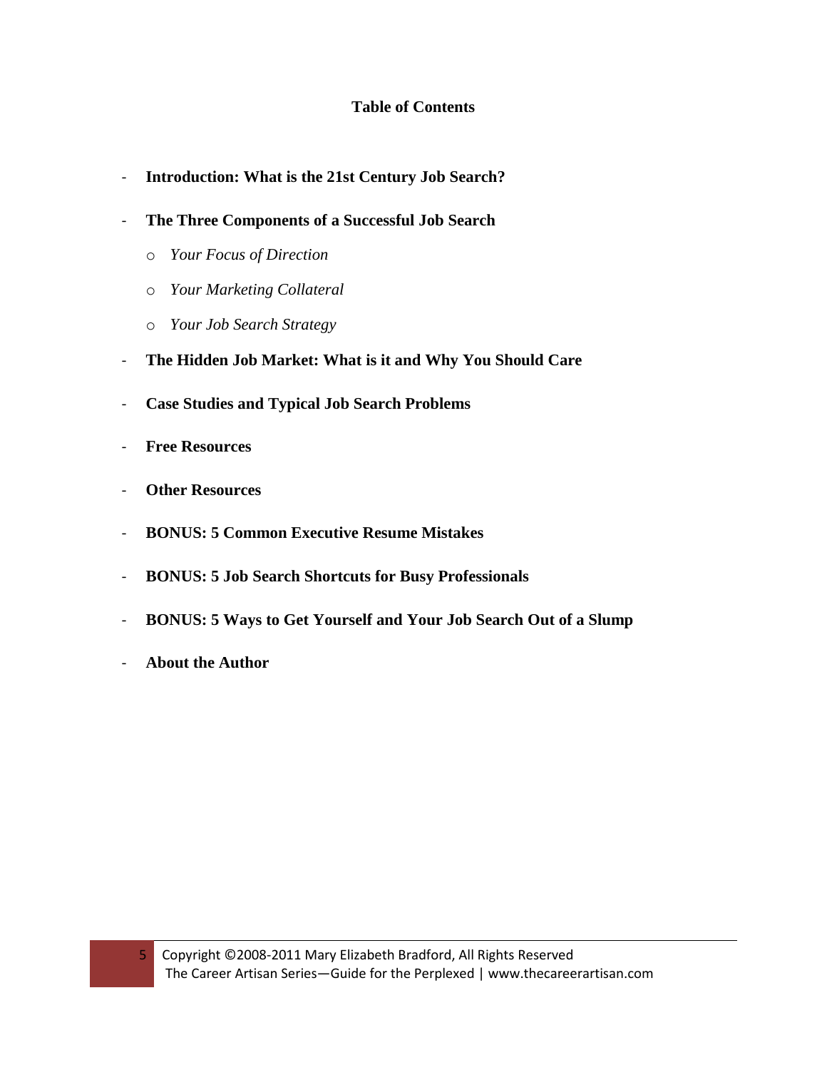**Table of Contents**

- **Introduction: What is the 21st Century Job Search?**
- **The Three Components of a Successful Job Search**
  - *Your Focus of Direction*
  - *Your Marketing Collateral*
  - *Your Job Search Strategy*
- **The Hidden Job Market: What is it and Why You Should Care**
- **Case Studies and Typical Job Search Problems**
- **Free Resources**
- **Other Resources**
- **BONUS: 5 Common Executive Resume Mistakes**
- **BONUS: 5 Job Search Shortcuts for Busy Professionals**
- **BONUS: 5 Ways to Get Yourself and Your Job Search Out of a Slump**
- **About the Author**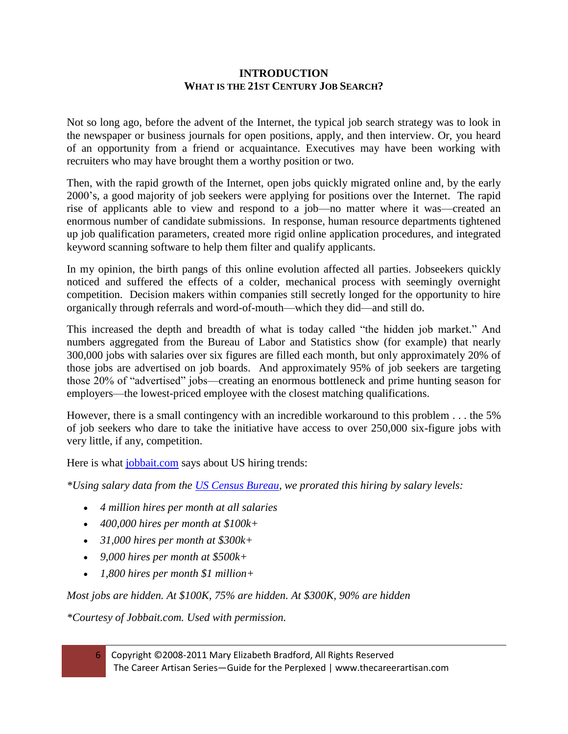# INTRODUCTION
## WHAT IS THE 21ST CENTURY JOB SEARCH?

Not so long ago, before the advent of the Internet, the typical job search strategy was to look in the newspaper or business journals for open positions, apply, and then interview. Or, you heard of an opportunity from a friend or acquaintance. Executives may have been working with recruiters who may have brought them a worthy position or two.

Then, with the rapid growth of the Internet, open jobs quickly migrated online and, by the early 2000's, a good majority of job seekers were applying for positions over the Internet. The rapid rise of applicants able to view and respond to a job—no matter where it was—created an enormous number of candidate submissions. In response, human resource departments tightened up job qualification parameters, created more rigid online application procedures, and integrated keyword scanning software to help them filter and qualify applicants.

In my opinion, the birth pangs of this online evolution affected all parties. Jobseekers quickly noticed and suffered the effects of a colder, mechanical process with seemingly overnight competition. Decision makers within companies still secretly longed for the opportunity to hire organically through referrals and word-of-mouth—which they did—and still do.

This increased the depth and breadth of what is today called "the hidden job market." And numbers aggregated from the Bureau of Labor and Statistics show (for example) that nearly 300,000 jobs with salaries over six figures are filled each month, but only approximately 20% of those jobs are advertised on job boards. And approximately 95% of job seekers are targeting those 20% of "advertised" jobs—creating an enormous bottleneck and prime hunting season for employers—the lowest-priced employee with the closest matching qualifications.

However, there is a small contingency with an incredible workaround to this problem . . . the 5% of job seekers who dare to take the initiative have access to over 250,000 six-figure jobs with very little, if any, competition.

Here is what jobbait.com says about US hiring trends:

*\*Using salary data from the US Census Bureau, we prorated this hiring by salary levels:*

- *4 million hires per month at all salaries*
- *400,000 hires per month at $100k+*
- *31,000 hires per month at $300k+*
- *9,000 hires per month at $500k+*
- *1,800 hires per month $1 million+*

*Most jobs are hidden. At $100K, 75% are hidden. At $300K, 90% are hidden*

*\*Courtesy of Jobbait.com. Used with permission.*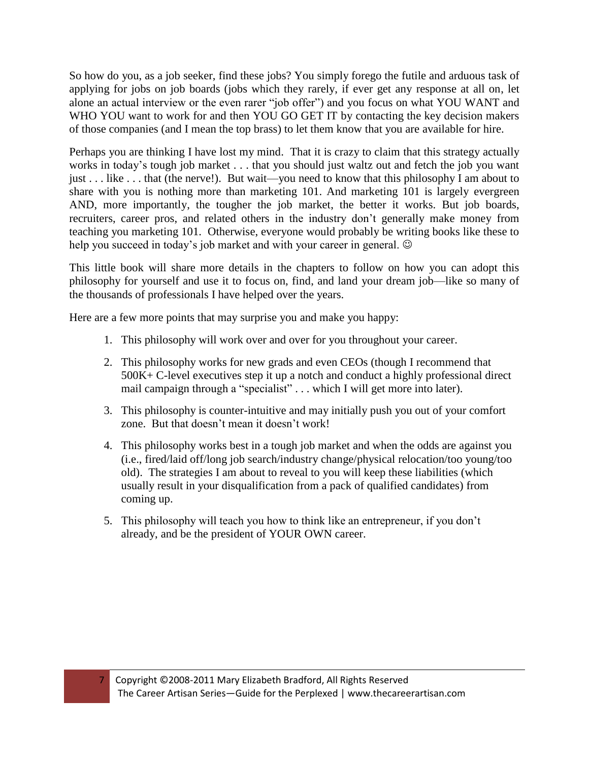So how do you, as a job seeker, find these jobs? You simply forego the futile and arduous task of applying for jobs on job boards (jobs which they rarely, if ever get any response at all on, let alone an actual interview or the even rarer "job offer") and you focus on what YOU WANT and WHO YOU want to work for and then YOU GO GET IT by contacting the key decision makers of those companies (and I mean the top brass) to let them know that you are available for hire.

Perhaps you are thinking I have lost my mind. That it is crazy to claim that this strategy actually works in today's tough job market . . . that you should just waltz out and fetch the job you want just . . . like . . . that (the nerve!). But wait—you need to know that this philosophy I am about to share with you is nothing more than marketing 101. And marketing 101 is largely evergreen AND, more importantly, the tougher the job market, the better it works. But job boards, recruiters, career pros, and related others in the industry don't generally make money from teaching you marketing 101. Otherwise, everyone would probably be writing books like these to help you succeed in today's job market and with your career in general. ☺

This little book will share more details in the chapters to follow on how you can adopt this philosophy for yourself and use it to focus on, find, and land your dream job—like so many of the thousands of professionals I have helped over the years.

Here are a few more points that may surprise you and make you happy:

1. This philosophy will work over and over for you throughout your career.
2. This philosophy works for new grads and even CEOs (though I recommend that 500K+ C-level executives step it up a notch and conduct a highly professional direct mail campaign through a "specialist" . . . which I will get more into later).
3. This philosophy is counter-intuitive and may initially push you out of your comfort zone. But that doesn't mean it doesn't work!
4. This philosophy works best in a tough job market and when the odds are against you (i.e., fired/laid off/long job search/industry change/physical relocation/too young/too old). The strategies I am about to reveal to you will keep these liabilities (which usually result in your disqualification from a pack of qualified candidates) from coming up.
5. This philosophy will teach you how to think like an entrepreneur, if you don't already, and be the president of YOUR OWN career.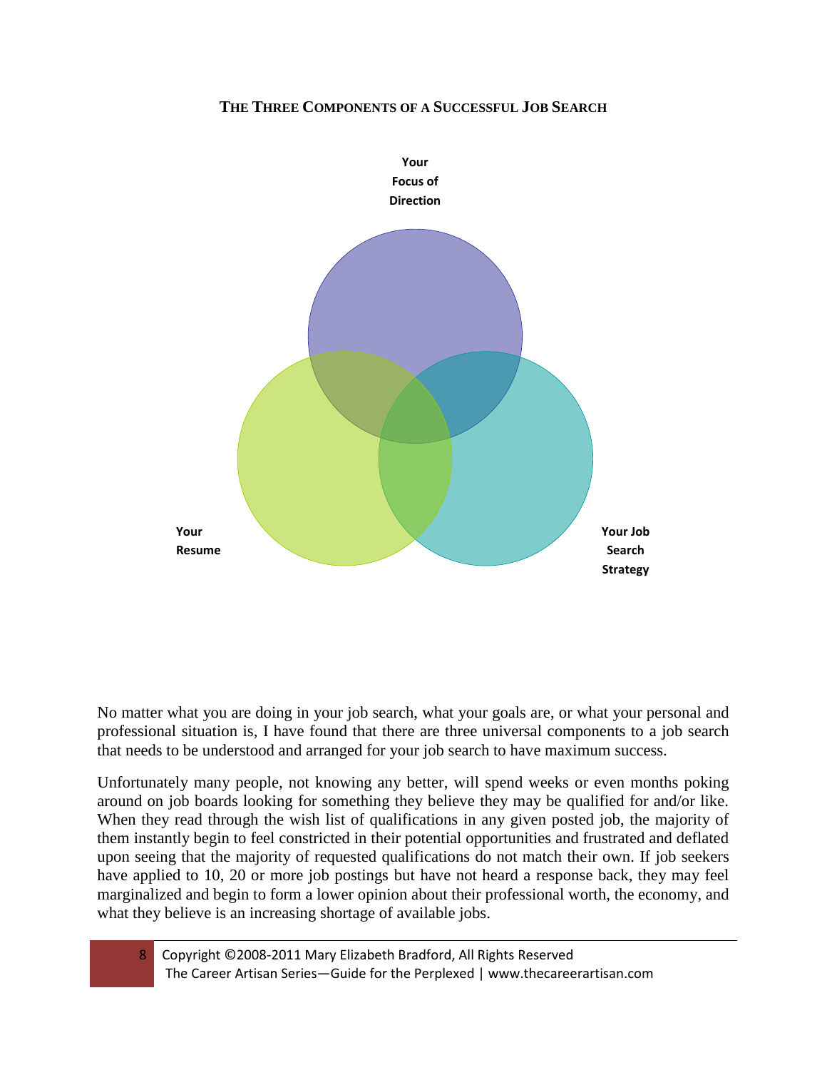## The Three Components of a Successful Job Search

Your Focus of Direction

Your Resume

Your Job Search Strategy

No matter what you are doing in your job search, what your goals are, or what your personal and professional situation is, I have found that there are three universal components to a job search that needs to be understood and arranged for your job search to have maximum success.

Unfortunately many people, not knowing any better, will spend weeks or even months poking around on job boards looking for something they believe they may be qualified for and/or like. When they read through the wish list of qualifications in any given posted job, the majority of them instantly begin to feel constricted in their potential opportunities and frustrated and deflated upon seeing that the majority of requested qualifications do not match their own. If job seekers have applied to 10, 20 or more job postings but have not heard a response back, they may feel marginalized and begin to form a lower opinion about their professional worth, the economy, and what they believe is an increasing shortage of available jobs.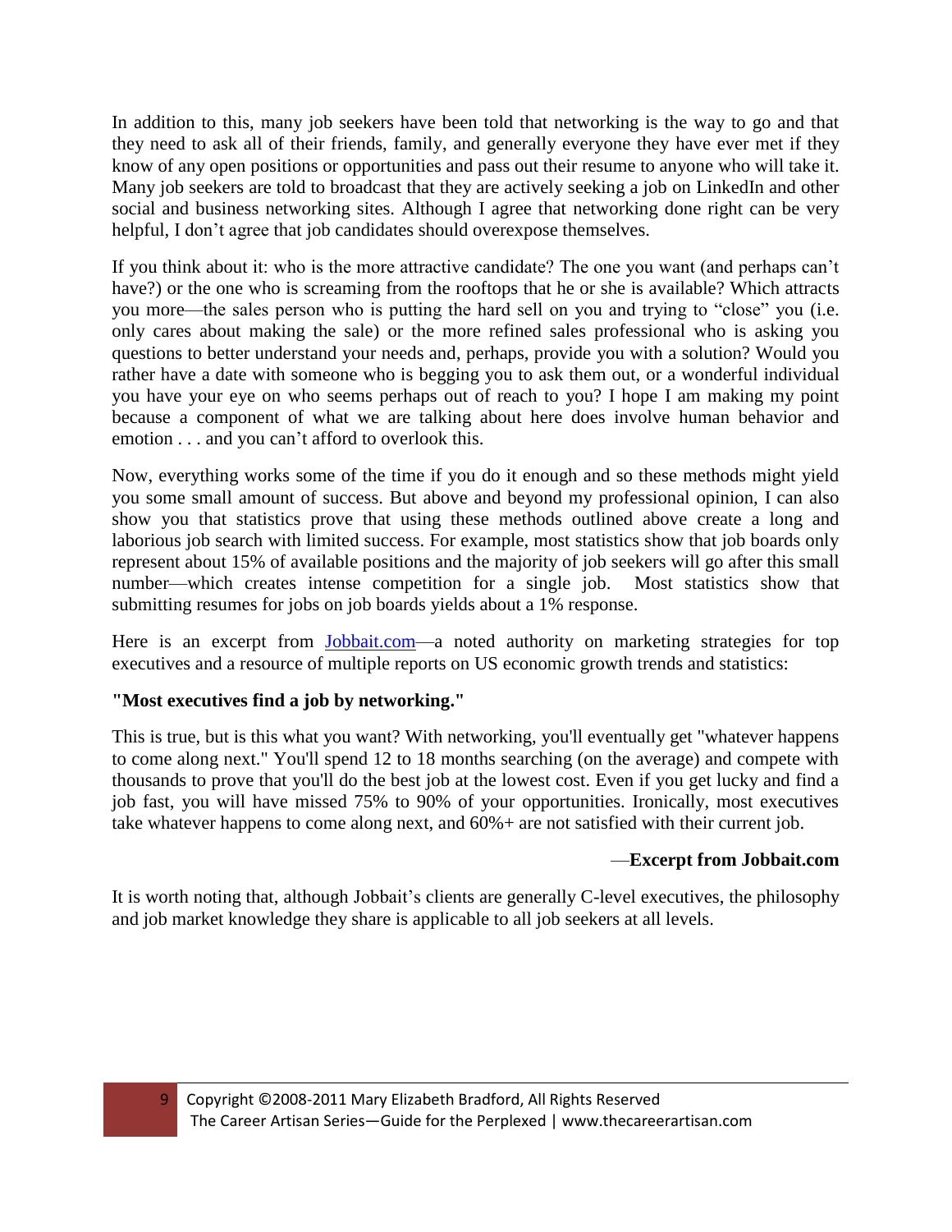In addition to this, many job seekers have been told that networking is the way to go and that they need to ask all of their friends, family, and generally everyone they have ever met if they know of any open positions or opportunities and pass out their resume to anyone who will take it. Many job seekers are told to broadcast that they are actively seeking a job on LinkedIn and other social and business networking sites. Although I agree that networking done right can be very helpful, I don't agree that job candidates should overexpose themselves.

If you think about it: who is the more attractive candidate? The one you want (and perhaps can't have?) or the one who is screaming from the rooftops that he or she is available? Which attracts you more—the sales person who is putting the hard sell on you and trying to "close" you (i.e. only cares about making the sale) or the more refined sales professional who is asking you questions to better understand your needs and, perhaps, provide you with a solution? Would you rather have a date with someone who is begging you to ask them out, or a wonderful individual you have your eye on who seems perhaps out of reach to you? I hope I am making my point because a component of what we are talking about here does involve human behavior and emotion . . . and you can't afford to overlook this.

Now, everything works some of the time if you do it enough and so these methods might yield you some small amount of success. But above and beyond my professional opinion, I can also show you that statistics prove that using these methods outlined above create a long and laborious job search with limited success. For example, most statistics show that job boards only represent about 15% of available positions and the majority of job seekers will go after this small number—which creates intense competition for a single job. Most statistics show that submitting resumes for jobs on job boards yields about a 1% response.

Here is an excerpt from [Jobbait.com](Jobbait.com)—a noted authority on marketing strategies for top executives and a resource of multiple reports on US economic growth trends and statistics:

**"Most executives find a job by networking."**

This is true, but is this what you want? With networking, you'll eventually get "whatever happens to come along next." You'll spend 12 to 18 months searching (on the average) and compete with thousands to prove that you'll do the best job at the lowest cost. Even if you get lucky and find a job fast, you will have missed 75% to 90% of your opportunities. Ironically, most executives take whatever happens to come along next, and 60%+ are not satisfied with their current job.

—**Excerpt from Jobbait.com**

It is worth noting that, although Jobbait's clients are generally C-level executives, the philosophy and job market knowledge they share is applicable to all job seekers at all levels.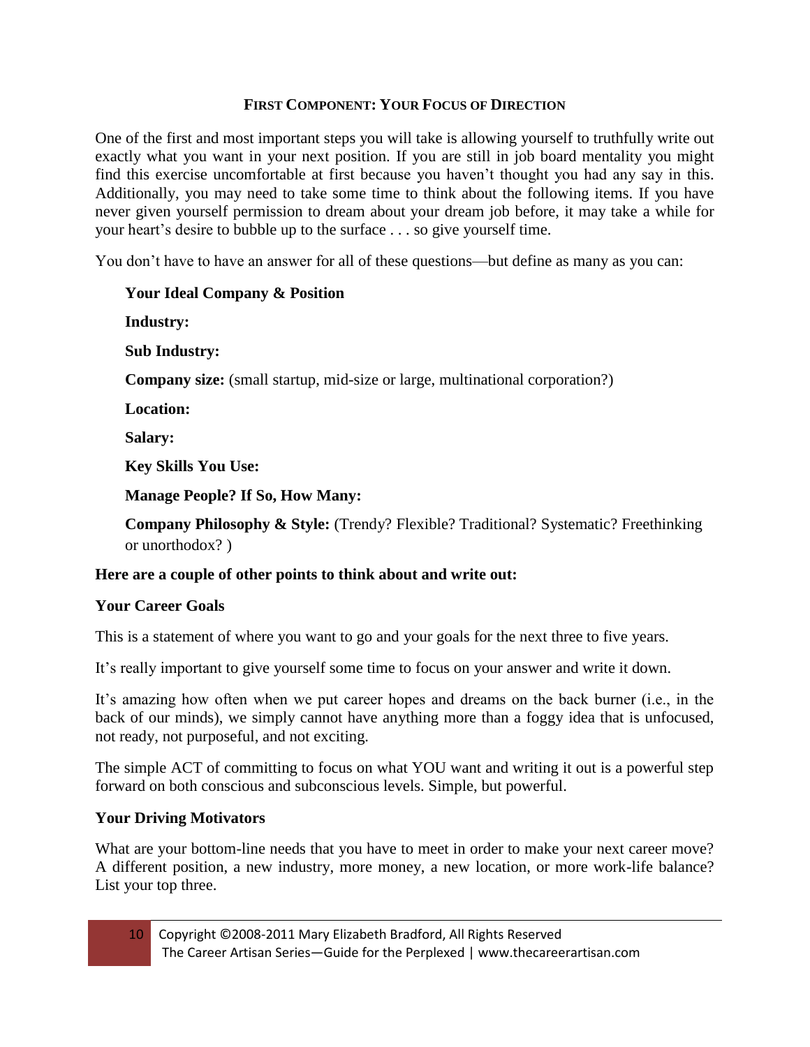## First Component: Your Focus of Direction

One of the first and most important steps you will take is allowing yourself to truthfully write out exactly what you want in your next position. If you are still in job board mentality you might find this exercise uncomfortable at first because you haven't thought you had any say in this. Additionally, you may need to take some time to think about the following items. If you have never given yourself permission to dream about your dream job before, it may take a while for your heart's desire to bubble up to the surface . . . so give yourself time.

You don't have to have an answer for all of these questions—but define as many as you can:

**Your Ideal Company & Position**

**Industry:**

**Sub Industry:**

**Company size:** (small startup, mid-size or large, multinational corporation?)

**Location:**

**Salary:**

**Key Skills You Use:**

**Manage People? If So, How Many:**

**Company Philosophy & Style:** (Trendy? Flexible? Traditional? Systematic? Freethinking or unorthodox? )

**Here are a couple of other points to think about and write out:**

**Your Career Goals**

This is a statement of where you want to go and your goals for the next three to five years.

It's really important to give yourself some time to focus on your answer and write it down.

It's amazing how often when we put career hopes and dreams on the back burner (i.e., in the back of our minds), we simply cannot have anything more than a foggy idea that is unfocused, not ready, not purposeful, and not exciting.

The simple ACT of committing to focus on what YOU want and writing it out is a powerful step forward on both conscious and subconscious levels. Simple, but powerful.

**Your Driving Motivators**

What are your bottom-line needs that you have to meet in order to make your next career move? A different position, a new industry, more money, a new location, or more work-life balance? List your top three.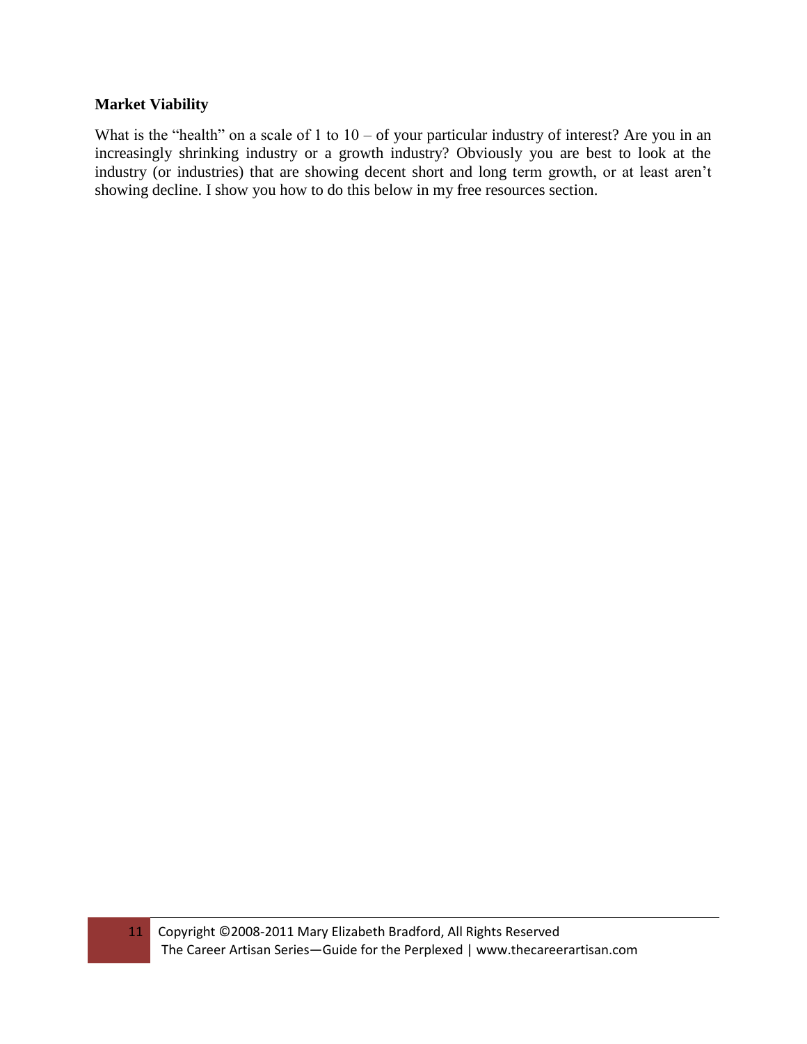**Market Viability**

What is the "health" on a scale of 1 to 10 – of your particular industry of interest? Are you in an increasingly shrinking industry or a growth industry? Obviously you are best to look at the industry (or industries) that are showing decent short and long term growth, or at least aren't showing decline. I show you how to do this below in my free resources section.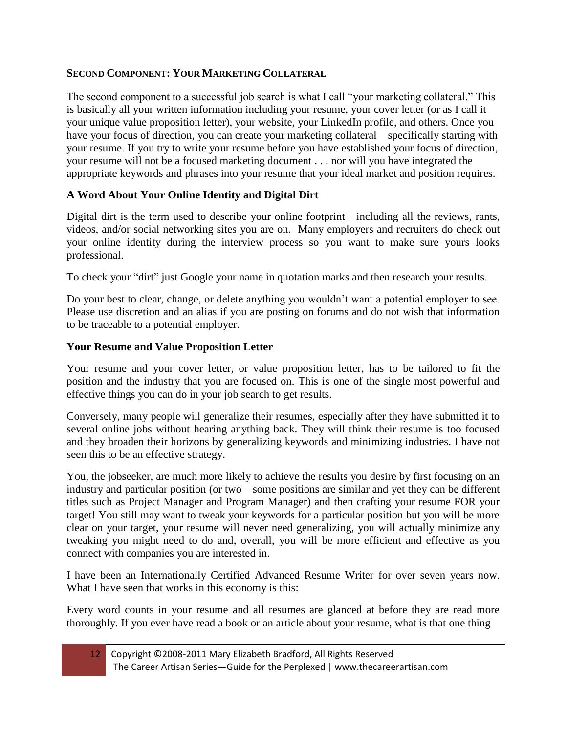## Second Component: Your Marketing Collateral

The second component to a successful job search is what I call "your marketing collateral." This is basically all your written information including your resume, your cover letter (or as I call it your unique value proposition letter), your website, your LinkedIn profile, and others. Once you have your focus of direction, you can create your marketing collateral—specifically starting with your resume. If you try to write your resume before you have established your focus of direction, your resume will not be a focused marketing document . . . nor will you have integrated the appropriate keywords and phrases into your resume that your ideal market and position requires.

### A Word About Your Online Identity and Digital Dirt

Digital dirt is the term used to describe your online footprint—including all the reviews, rants, videos, and/or social networking sites you are on. Many employers and recruiters do check out your online identity during the interview process so you want to make sure yours looks professional.

To check your "dirt" just Google your name in quotation marks and then research your results.

Do your best to clear, change, or delete anything you wouldn't want a potential employer to see. Please use discretion and an alias if you are posting on forums and do not wish that information to be traceable to a potential employer.

### Your Resume and Value Proposition Letter

Your resume and your cover letter, or value proposition letter, has to be tailored to fit the position and the industry that you are focused on. This is one of the single most powerful and effective things you can do in your job search to get results.

Conversely, many people will generalize their resumes, especially after they have submitted it to several online jobs without hearing anything back. They will think their resume is too focused and they broaden their horizons by generalizing keywords and minimizing industries. I have not seen this to be an effective strategy.

You, the jobseeker, are much more likely to achieve the results you desire by first focusing on an industry and particular position (or two—some positions are similar and yet they can be different titles such as Project Manager and Program Manager) and then crafting your resume FOR your target! You still may want to tweak your keywords for a particular position but you will be more clear on your target, your resume will never need generalizing, you will actually minimize any tweaking you might need to do and, overall, you will be more efficient and effective as you connect with companies you are interested in.

I have been an Internationally Certified Advanced Resume Writer for over seven years now. What I have seen that works in this economy is this:

Every word counts in your resume and all resumes are glanced at before they are read more thoroughly. If you ever have read a book or an article about your resume, what is that one thing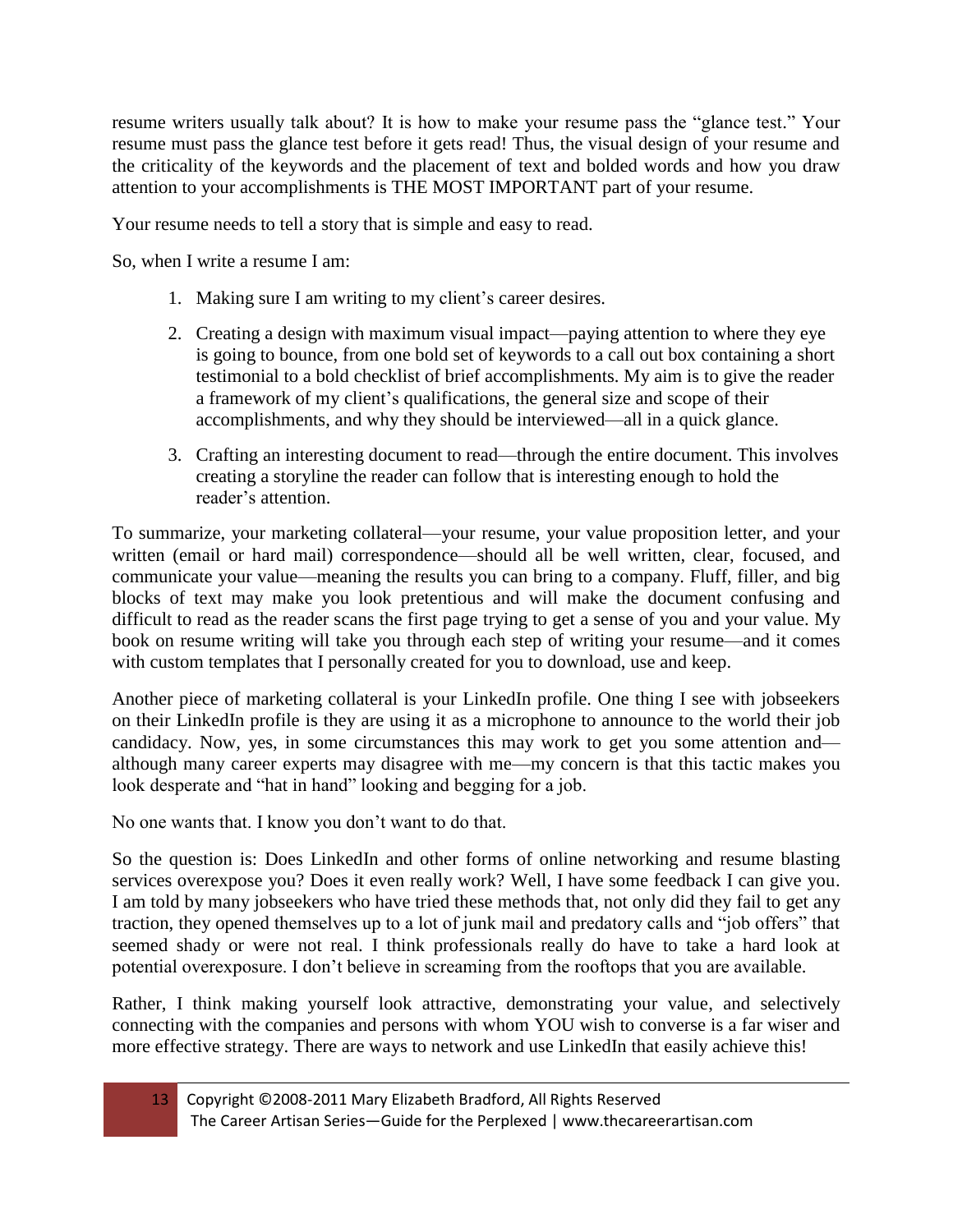resume writers usually talk about? It is how to make your resume pass the "glance test." Your resume must pass the glance test before it gets read! Thus, the visual design of your resume and the criticality of the keywords and the placement of text and bolded words and how you draw attention to your accomplishments is THE MOST IMPORTANT part of your resume.

Your resume needs to tell a story that is simple and easy to read.

So, when I write a resume I am:

1. Making sure I am writing to my client's career desires.
2. Creating a design with maximum visual impact—paying attention to where they eye is going to bounce, from one bold set of keywords to a call out box containing a short testimonial to a bold checklist of brief accomplishments. My aim is to give the reader a framework of my client's qualifications, the general size and scope of their accomplishments, and why they should be interviewed—all in a quick glance.
3. Crafting an interesting document to read—through the entire document. This involves creating a storyline the reader can follow that is interesting enough to hold the reader's attention.

To summarize, your marketing collateral—your resume, your value proposition letter, and your written (email or hard mail) correspondence—should all be well written, clear, focused, and communicate your value—meaning the results you can bring to a company. Fluff, filler, and big blocks of text may make you look pretentious and will make the document confusing and difficult to read as the reader scans the first page trying to get a sense of you and your value. My book on resume writing will take you through each step of writing your resume—and it comes with custom templates that I personally created for you to download, use and keep.

Another piece of marketing collateral is your LinkedIn profile. One thing I see with jobseekers on their LinkedIn profile is they are using it as a microphone to announce to the world their job candidacy. Now, yes, in some circumstances this may work to get you some attention and—although many career experts may disagree with me—my concern is that this tactic makes you look desperate and "hat in hand" looking and begging for a job.

No one wants that. I know you don't want to do that.

So the question is: Does LinkedIn and other forms of online networking and resume blasting services overexpose you? Does it even really work? Well, I have some feedback I can give you. I am told by many jobseekers who have tried these methods that, not only did they fail to get any traction, they opened themselves up to a lot of junk mail and predatory calls and "job offers" that seemed shady or were not real. I think professionals really do have to take a hard look at potential overexposure. I don't believe in screaming from the rooftops that you are available.

Rather, I think making yourself look attractive, demonstrating your value, and selectively connecting with the companies and persons with whom YOU wish to converse is a far wiser and more effective strategy. There are ways to network and use LinkedIn that easily achieve this!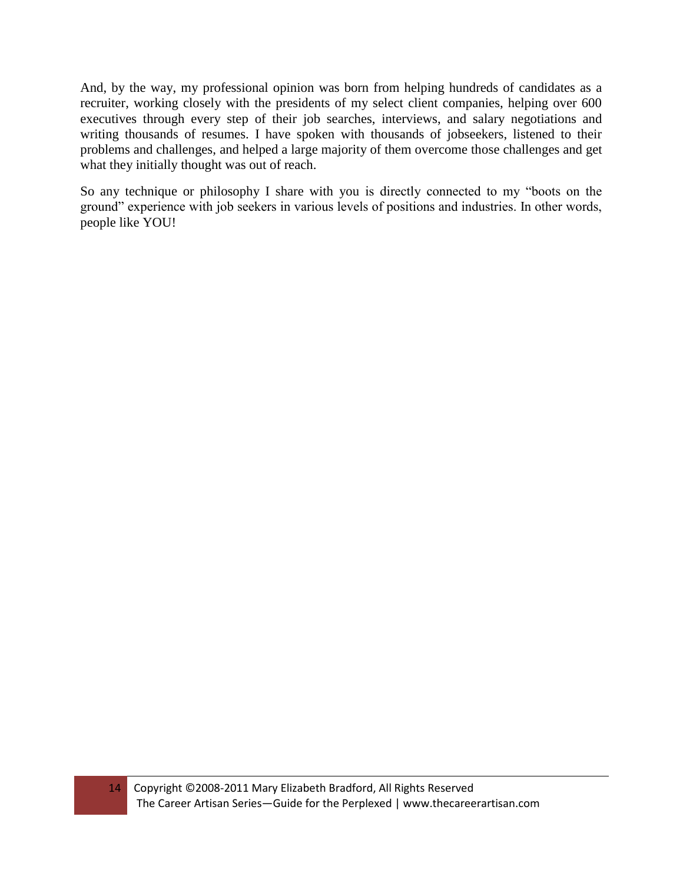And, by the way, my professional opinion was born from helping hundreds of candidates as a recruiter, working closely with the presidents of my select client companies, helping over 600 executives through every step of their job searches, interviews, and salary negotiations and writing thousands of resumes. I have spoken with thousands of jobseekers, listened to their problems and challenges, and helped a large majority of them overcome those challenges and get what they initially thought was out of reach.

So any technique or philosophy I share with you is directly connected to my "boots on the ground" experience with job seekers in various levels of positions and industries. In other words, people like YOU!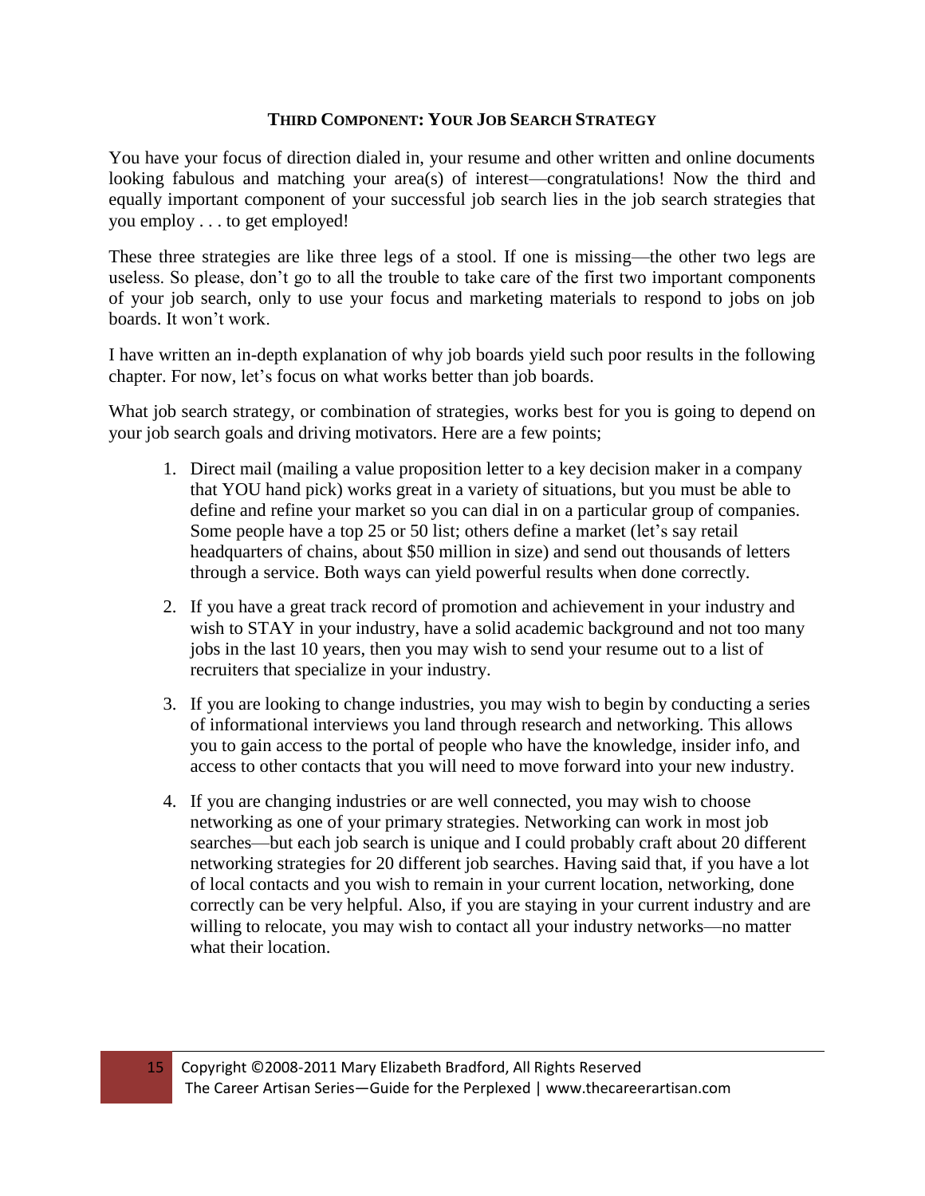## THIRD COMPONENT: YOUR JOB SEARCH STRATEGY

You have your focus of direction dialed in, your resume and other written and online documents looking fabulous and matching your area(s) of interest—congratulations! Now the third and equally important component of your successful job search lies in the job search strategies that you employ . . . to get employed!

These three strategies are like three legs of a stool. If one is missing—the other two legs are useless. So please, don't go to all the trouble to take care of the first two important components of your job search, only to use your focus and marketing materials to respond to jobs on job boards. It won't work.

I have written an in-depth explanation of why job boards yield such poor results in the following chapter. For now, let's focus on what works better than job boards.

What job search strategy, or combination of strategies, works best for you is going to depend on your job search goals and driving motivators. Here are a few points;

1. Direct mail (mailing a value proposition letter to a key decision maker in a company that YOU hand pick) works great in a variety of situations, but you must be able to define and refine your market so you can dial in on a particular group of companies. Some people have a top 25 or 50 list; others define a market (let's say retail headquarters of chains, about $50 million in size) and send out thousands of letters through a service. Both ways can yield powerful results when done correctly.
2. If you have a great track record of promotion and achievement in your industry and wish to STAY in your industry, have a solid academic background and not too many jobs in the last 10 years, then you may wish to send your resume out to a list of recruiters that specialize in your industry.
3. If you are looking to change industries, you may wish to begin by conducting a series of informational interviews you land through research and networking. This allows you to gain access to the portal of people who have the knowledge, insider info, and access to other contacts that you will need to move forward into your new industry.
4. If you are changing industries or are well connected, you may wish to choose networking as one of your primary strategies. Networking can work in most job searches—but each job search is unique and I could probably craft about 20 different networking strategies for 20 different job searches. Having said that, if you have a lot of local contacts and you wish to remain in your current location, networking, done correctly can be very helpful. Also, if you are staying in your current industry and are willing to relocate, you may wish to contact all your industry networks—no matter what their location.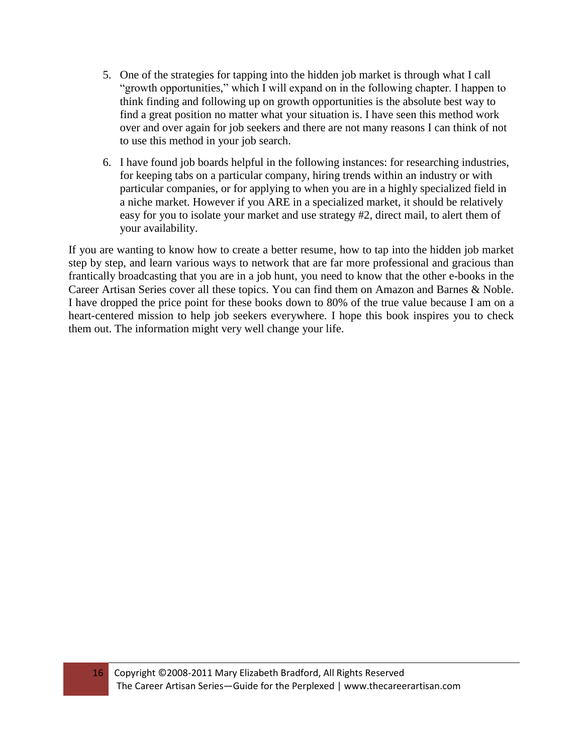5. One of the strategies for tapping into the hidden job market is through what I call "growth opportunities," which I will expand on in the following chapter. I happen to think finding and following up on growth opportunities is the absolute best way to find a great position no matter what your situation is. I have seen this method work over and over again for job seekers and there are not many reasons I can think of not to use this method in your job search.

6. I have found job boards helpful in the following instances: for researching industries, for keeping tabs on a particular company, hiring trends within an industry or with particular companies, or for applying to when you are in a highly specialized field in a niche market. However if you ARE in a specialized market, it should be relatively easy for you to isolate your market and use strategy #2, direct mail, to alert them of your availability.

If you are wanting to know how to create a better resume, how to tap into the hidden job market step by step, and learn various ways to network that are far more professional and gracious than frantically broadcasting that you are in a job hunt, you need to know that the other e-books in the Career Artisan Series cover all these topics. You can find them on Amazon and Barnes & Noble. I have dropped the price point for these books down to 80% of the true value because I am on a heart-centered mission to help job seekers everywhere. I hope this book inspires you to check them out. The information might very well change your life.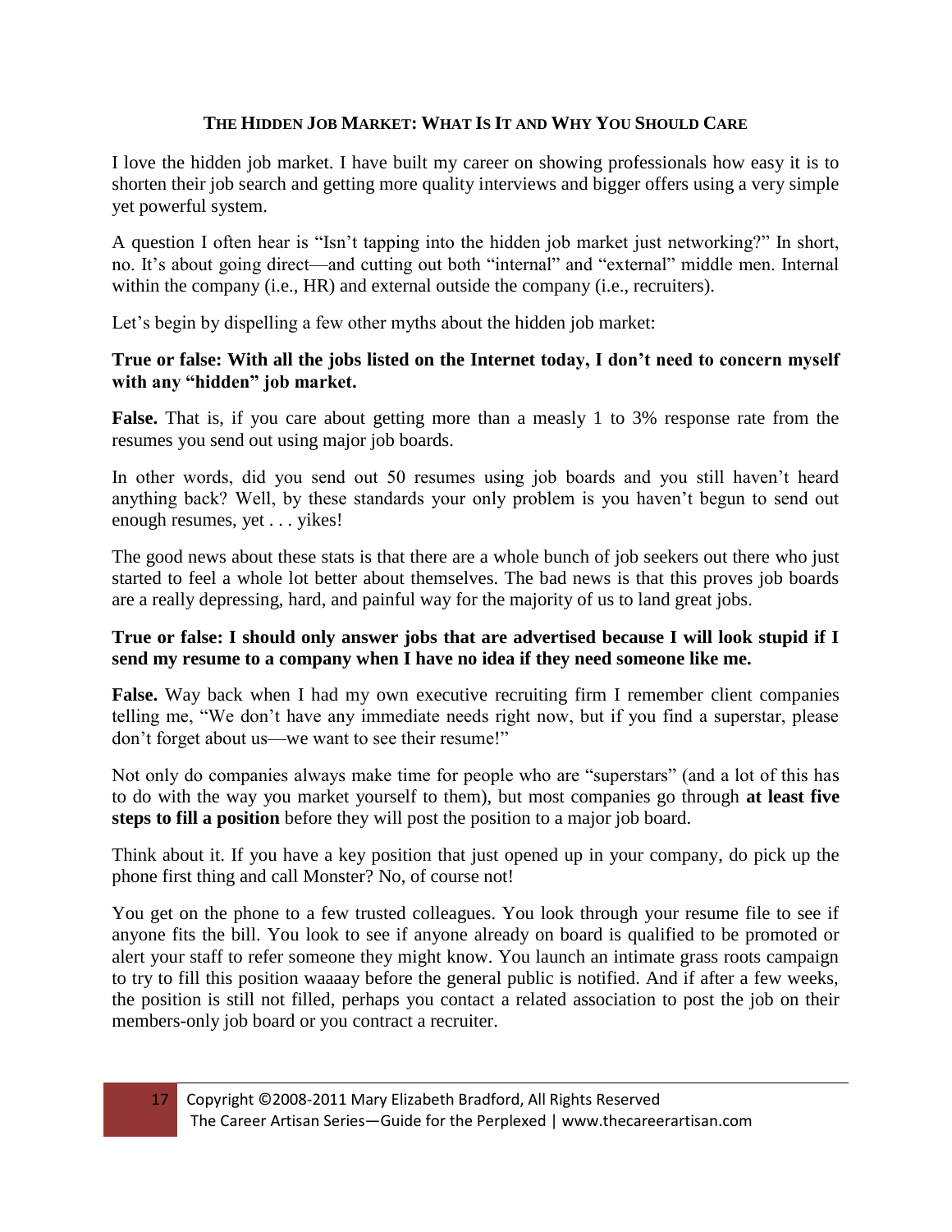## The Hidden Job Market: What Is It and Why You Should Care

I love the hidden job market. I have built my career on showing professionals how easy it is to shorten their job search and getting more quality interviews and bigger offers using a very simple yet powerful system.

A question I often hear is "Isn't tapping into the hidden job market just networking?" In short, no. It's about going direct—and cutting out both "internal" and "external" middle men. Internal within the company (i.e., HR) and external outside the company (i.e., recruiters).

Let's begin by dispelling a few other myths about the hidden job market:

**True or false: With all the jobs listed on the Internet today, I don't need to concern myself with any "hidden" job market.**

**False.** That is, if you care about getting more than a measly 1 to 3% response rate from the resumes you send out using major job boards.

In other words, did you send out 50 resumes using job boards and you still haven't heard anything back? Well, by these standards your only problem is you haven't begun to send out enough resumes, yet . . . yikes!

The good news about these stats is that there are a whole bunch of job seekers out there who just started to feel a whole lot better about themselves. The bad news is that this proves job boards are a really depressing, hard, and painful way for the majority of us to land great jobs.

**True or false: I should only answer jobs that are advertised because I will look stupid if I send my resume to a company when I have no idea if they need someone like me.**

**False.** Way back when I had my own executive recruiting firm I remember client companies telling me, "We don't have any immediate needs right now, but if you find a superstar, please don't forget about us—we want to see their resume!"

Not only do companies always make time for people who are "superstars" (and a lot of this has to do with the way you market yourself to them), but most companies go through **at least five steps to fill a position** before they will post the position to a major job board.

Think about it. If you have a key position that just opened up in your company, do pick up the phone first thing and call Monster? No, of course not!

You get on the phone to a few trusted colleagues. You look through your resume file to see if anyone fits the bill. You look to see if anyone already on board is qualified to be promoted or alert your staff to refer someone they might know. You launch an intimate grass roots campaign to try to fill this position waaaay before the general public is notified. And if after a few weeks, the position is still not filled, perhaps you contact a related association to post the job on their members-only job board or you contract a recruiter.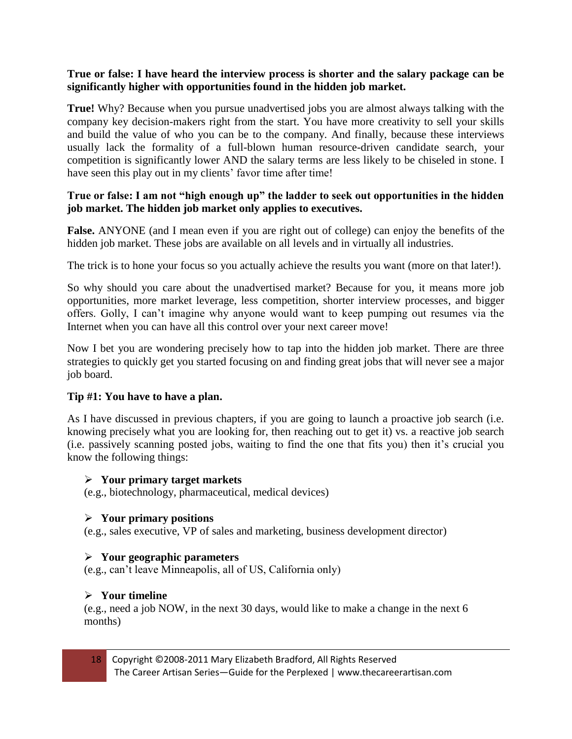**True or false: I have heard the interview process is shorter and the salary package can be significantly higher with opportunities found in the hidden job market.**

**True!** Why? Because when you pursue unadvertised jobs you are almost always talking with the company key decision-makers right from the start. You have more creativity to sell your skills and build the value of who you can be to the company. And finally, because these interviews usually lack the formality of a full-blown human resource-driven candidate search, your competition is significantly lower AND the salary terms are less likely to be chiseled in stone. I have seen this play out in my clients' favor time after time!

**True or false: I am not "high enough up" the ladder to seek out opportunities in the hidden job market. The hidden job market only applies to executives.**

**False.** ANYONE (and I mean even if you are right out of college) can enjoy the benefits of the hidden job market. These jobs are available on all levels and in virtually all industries.

The trick is to hone your focus so you actually achieve the results you want (more on that later!).

So why should you care about the unadvertised market? Because for you, it means more job opportunities, more market leverage, less competition, shorter interview processes, and bigger offers. Golly, I can't imagine why anyone would want to keep pumping out resumes via the Internet when you can have all this control over your next career move!

Now I bet you are wondering precisely how to tap into the hidden job market. There are three strategies to quickly get you started focusing on and finding great jobs that will never see a major job board.

**Tip #1: You have to have a plan.**

As I have discussed in previous chapters, if you are going to launch a proactive job search (i.e. knowing precisely what you are looking for, then reaching out to get it) vs. a reactive job search (i.e. passively scanning posted jobs, waiting to find the one that fits you) then it's crucial you know the following things:

- **Your primary target markets**
  (e.g., biotechnology, pharmaceutical, medical devices)

- **Your primary positions**
  (e.g., sales executive, VP of sales and marketing, business development director)

- **Your geographic parameters**
  (e.g., can't leave Minneapolis, all of US, California only)

- **Your timeline**
  (e.g., need a job NOW, in the next 30 days, would like to make a change in the next 6 months)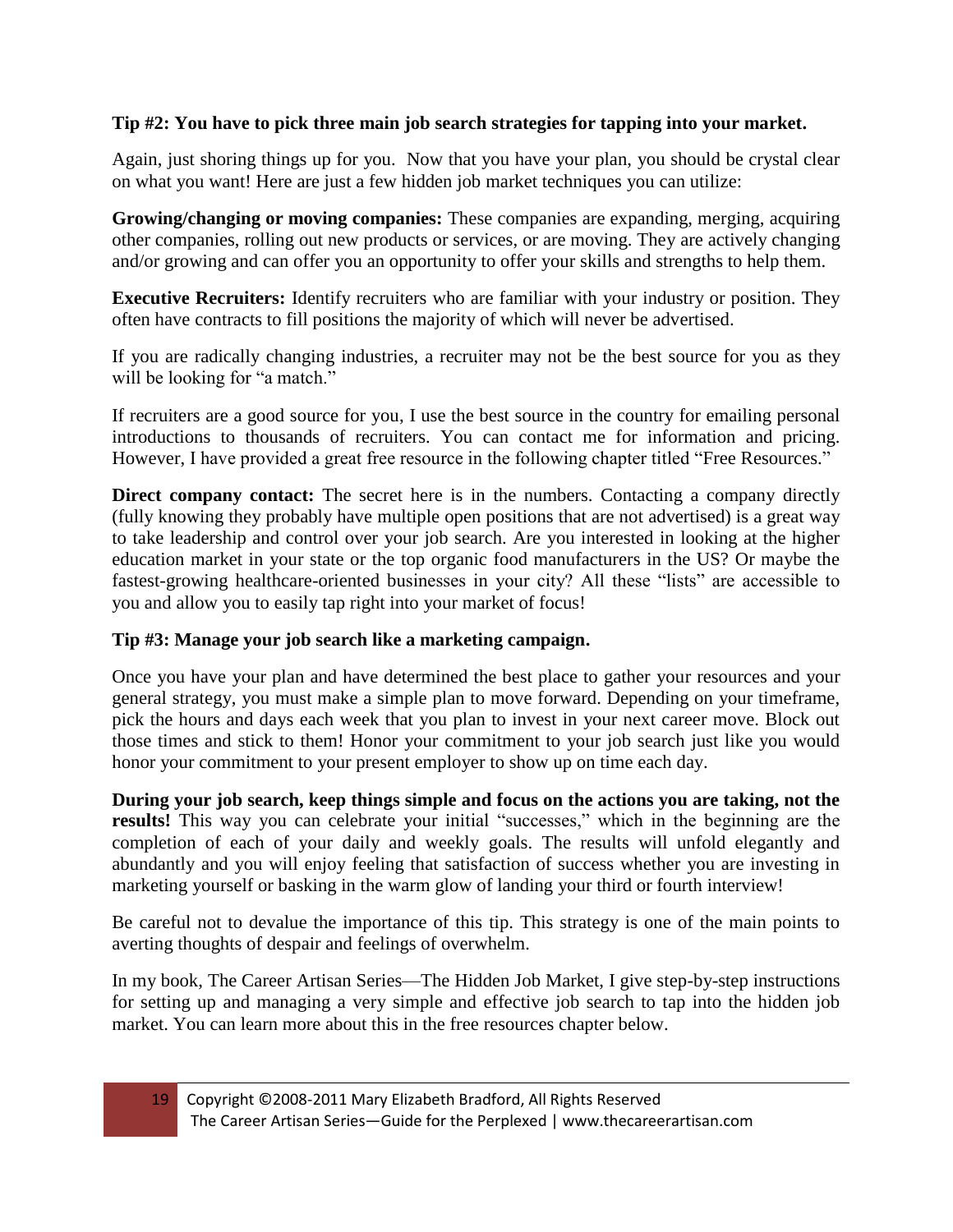**Tip #2: You have to pick three main job search strategies for tapping into your market.**

Again, just shoring things up for you. Now that you have your plan, you should be crystal clear on what you want! Here are just a few hidden job market techniques you can utilize:

**Growing/changing or moving companies:** These companies are expanding, merging, acquiring other companies, rolling out new products or services, or are moving. They are actively changing and/or growing and can offer you an opportunity to offer your skills and strengths to help them.

**Executive Recruiters:** Identify recruiters who are familiar with your industry or position. They often have contracts to fill positions the majority of which will never be advertised.

If you are radically changing industries, a recruiter may not be the best source for you as they will be looking for "a match."

If recruiters are a good source for you, I use the best source in the country for emailing personal introductions to thousands of recruiters. You can contact me for information and pricing. However, I have provided a great free resource in the following chapter titled "Free Resources."

**Direct company contact:** The secret here is in the numbers. Contacting a company directly (fully knowing they probably have multiple open positions that are not advertised) is a great way to take leadership and control over your job search. Are you interested in looking at the higher education market in your state or the top organic food manufacturers in the US? Or maybe the fastest-growing healthcare-oriented businesses in your city? All these "lists" are accessible to you and allow you to easily tap right into your market of focus!

**Tip #3: Manage your job search like a marketing campaign.**

Once you have your plan and have determined the best place to gather your resources and your general strategy, you must make a simple plan to move forward. Depending on your timeframe, pick the hours and days each week that you plan to invest in your next career move. Block out those times and stick to them! Honor your commitment to your job search just like you would honor your commitment to your present employer to show up on time each day.

**During your job search, keep things simple and focus on the actions you are taking, not the results!** This way you can celebrate your initial "successes," which in the beginning are the completion of each of your daily and weekly goals. The results will unfold elegantly and abundantly and you will enjoy feeling that satisfaction of success whether you are investing in marketing yourself or basking in the warm glow of landing your third or fourth interview!

Be careful not to devalue the importance of this tip. This strategy is one of the main points to averting thoughts of despair and feelings of overwhelm.

In my book, The Career Artisan Series—The Hidden Job Market, I give step-by-step instructions for setting up and managing a very simple and effective job search to tap into the hidden job market. You can learn more about this in the free resources chapter below.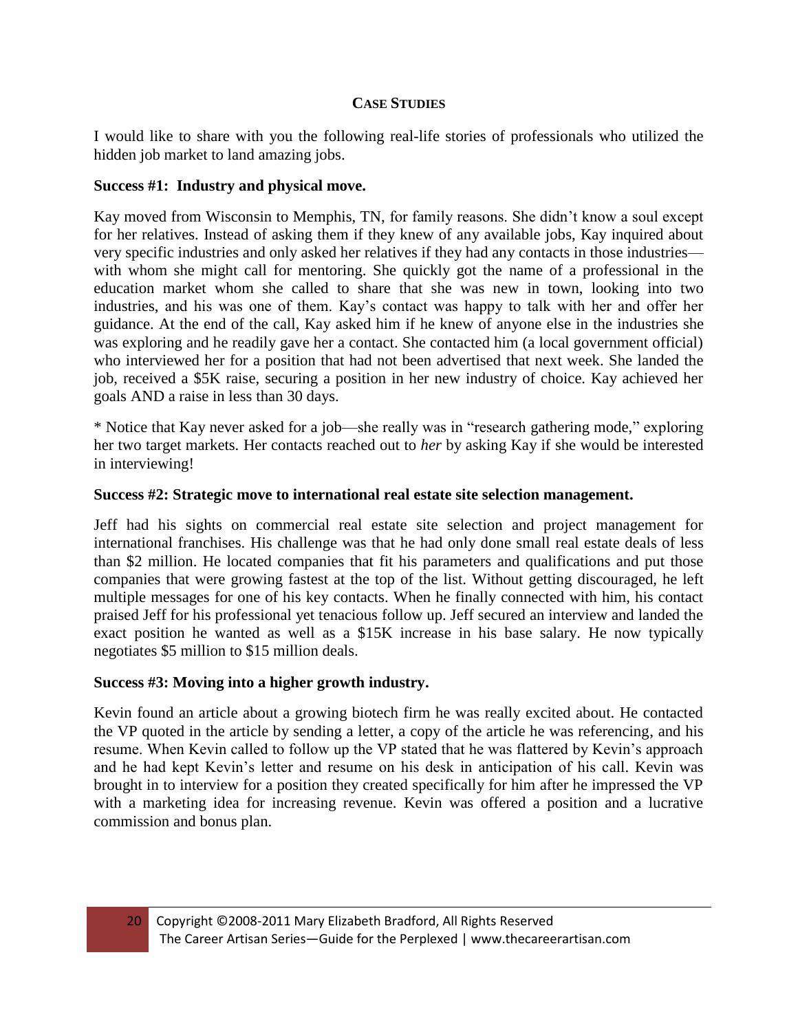## CASE STUDIES

I would like to share with you the following real-life stories of professionals who utilized the hidden job market to land amazing jobs.

**Success #1: Industry and physical move.**

Kay moved from Wisconsin to Memphis, TN, for family reasons. She didn't know a soul except for her relatives. Instead of asking them if they knew of any available jobs, Kay inquired about very specific industries and only asked her relatives if they had any contacts in those industries—with whom she might call for mentoring. She quickly got the name of a professional in the education market whom she called to share that she was new in town, looking into two industries, and his was one of them. Kay's contact was happy to talk with her and offer her guidance. At the end of the call, Kay asked him if he knew of anyone else in the industries she was exploring and he readily gave her a contact. She contacted him (a local government official) who interviewed her for a position that had not been advertised that next week. She landed the job, received a $5K raise, securing a position in her new industry of choice. Kay achieved her goals AND a raise in less than 30 days.

* Notice that Kay never asked for a job—she really was in "research gathering mode," exploring her two target markets. Her contacts reached out to *her* by asking Kay if she would be interested in interviewing!

**Success #2: Strategic move to international real estate site selection management.**

Jeff had his sights on commercial real estate site selection and project management for international franchises. His challenge was that he had only done small real estate deals of less than $2 million. He located companies that fit his parameters and qualifications and put those companies that were growing fastest at the top of the list. Without getting discouraged, he left multiple messages for one of his key contacts. When he finally connected with him, his contact praised Jeff for his professional yet tenacious follow up. Jeff secured an interview and landed the exact position he wanted as well as a $15K increase in his base salary. He now typically negotiates $5 million to $15 million deals.

**Success #3: Moving into a higher growth industry.**

Kevin found an article about a growing biotech firm he was really excited about. He contacted the VP quoted in the article by sending a letter, a copy of the article he was referencing, and his resume. When Kevin called to follow up the VP stated that he was flattered by Kevin's approach and he had kept Kevin's letter and resume on his desk in anticipation of his call. Kevin was brought in to interview for a position they created specifically for him after he impressed the VP with a marketing idea for increasing revenue. Kevin was offered a position and a lucrative commission and bonus plan.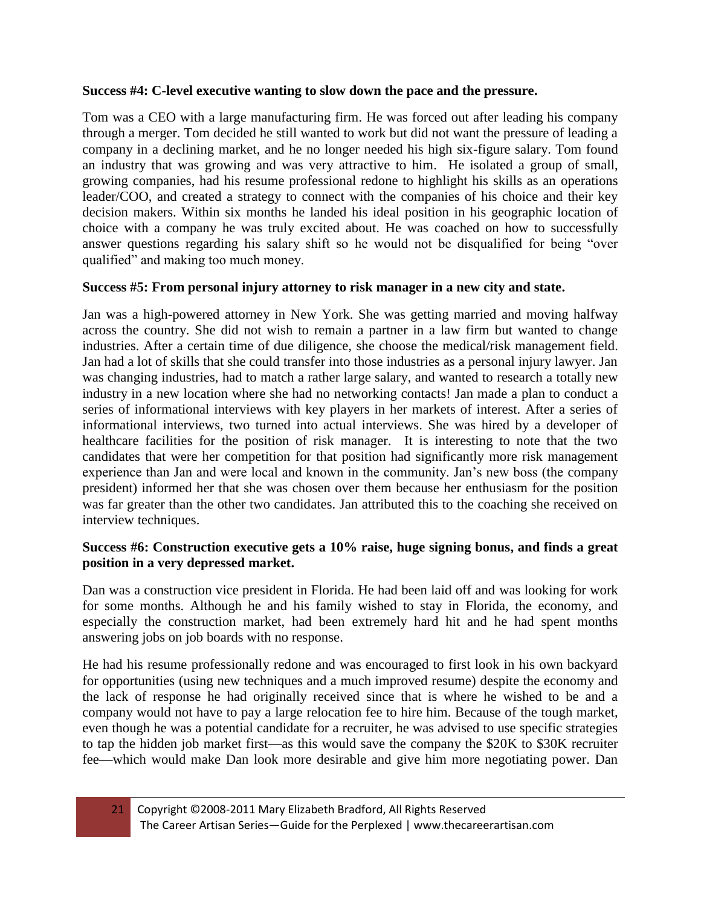**Success #4: C-level executive wanting to slow down the pace and the pressure.**

Tom was a CEO with a large manufacturing firm. He was forced out after leading his company through a merger. Tom decided he still wanted to work but did not want the pressure of leading a company in a declining market, and he no longer needed his high six-figure salary. Tom found an industry that was growing and was very attractive to him. He isolated a group of small, growing companies, had his resume professional redone to highlight his skills as an operations leader/COO, and created a strategy to connect with the companies of his choice and their key decision makers. Within six months he landed his ideal position in his geographic location of choice with a company he was truly excited about. He was coached on how to successfully answer questions regarding his salary shift so he would not be disqualified for being "over qualified" and making too much money.

**Success #5: From personal injury attorney to risk manager in a new city and state.**

Jan was a high-powered attorney in New York. She was getting married and moving halfway across the country. She did not wish to remain a partner in a law firm but wanted to change industries. After a certain time of due diligence, she choose the medical/risk management field. Jan had a lot of skills that she could transfer into those industries as a personal injury lawyer. Jan was changing industries, had to match a rather large salary, and wanted to research a totally new industry in a new location where she had no networking contacts! Jan made a plan to conduct a series of informational interviews with key players in her markets of interest. After a series of informational interviews, two turned into actual interviews. She was hired by a developer of healthcare facilities for the position of risk manager. It is interesting to note that the two candidates that were her competition for that position had significantly more risk management experience than Jan and were local and known in the community. Jan's new boss (the company president) informed her that she was chosen over them because her enthusiasm for the position was far greater than the other two candidates. Jan attributed this to the coaching she received on interview techniques.

**Success #6: Construction executive gets a 10% raise, huge signing bonus, and finds a great position in a very depressed market.**

Dan was a construction vice president in Florida. He had been laid off and was looking for work for some months. Although he and his family wished to stay in Florida, the economy, and especially the construction market, had been extremely hard hit and he had spent months answering jobs on job boards with no response.

He had his resume professionally redone and was encouraged to first look in his own backyard for opportunities (using new techniques and a much improved resume) despite the economy and the lack of response he had originally received since that is where he wished to be and a company would not have to pay a large relocation fee to hire him. Because of the tough market, even though he was a potential candidate for a recruiter, he was advised to use specific strategies to tap the hidden job market first—as this would save the company the $20K to $30K recruiter fee—which would make Dan look more desirable and give him more negotiating power. Dan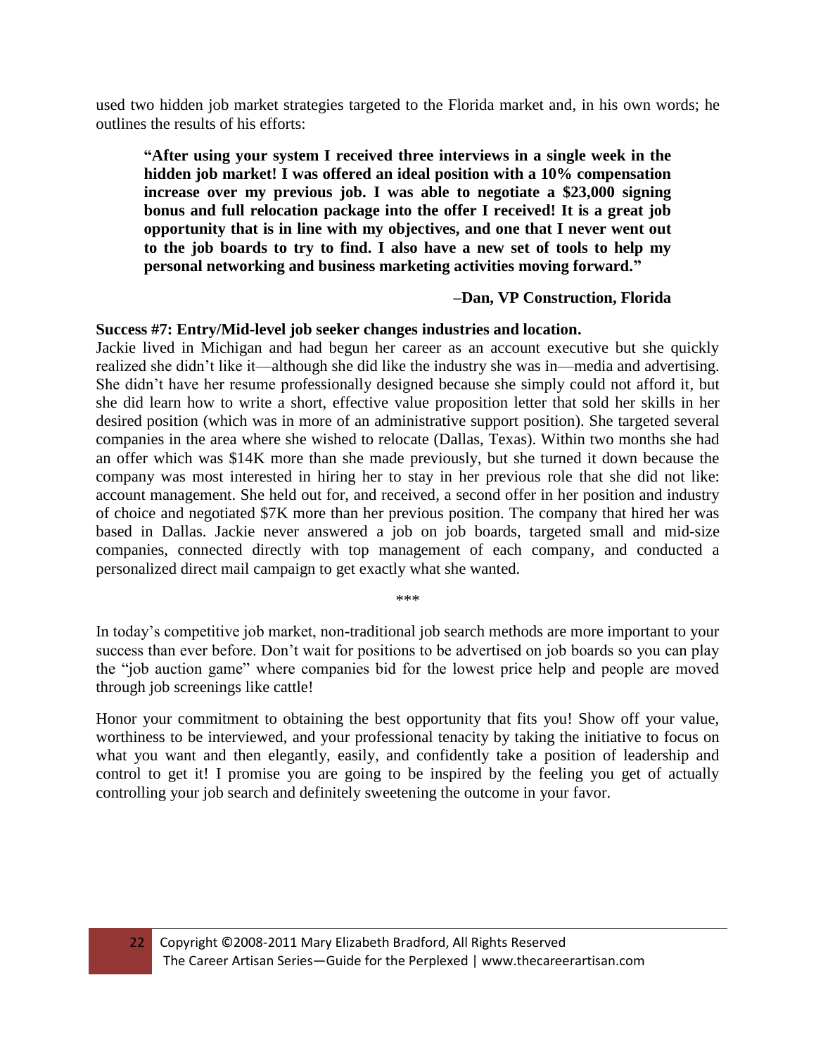used two hidden job market strategies targeted to the Florida market and, in his own words; he outlines the results of his efforts:

> **"After using your system I received three interviews in a single week in the hidden job market! I was offered an ideal position with a 10% compensation increase over my previous job. I was able to negotiate a $23,000 signing bonus and full relocation package into the offer I received! It is a great job opportunity that is in line with my objectives, and one that I never went out to the job boards to try to find. I also have a new set of tools to help my personal networking and business marketing activities moving forward."**
>
> **–Dan, VP Construction, Florida**

**Success #7: Entry/Mid-level job seeker changes industries and location.**
Jackie lived in Michigan and had begun her career as an account executive but she quickly realized she didn't like it—although she did like the industry she was in—media and advertising. She didn't have her resume professionally designed because she simply could not afford it, but she did learn how to write a short, effective value proposition letter that sold her skills in her desired position (which was in more of an administrative support position). She targeted several companies in the area where she wished to relocate (Dallas, Texas). Within two months she had an offer which was $14K more than she made previously, but she turned it down because the company was most interested in hiring her to stay in her previous role that she did not like: account management. She held out for, and received, a second offer in her position and industry of choice and negotiated $7K more than her previous position. The company that hired her was based in Dallas. Jackie never answered a job on job boards, targeted small and mid-size companies, connected directly with top management of each company, and conducted a personalized direct mail campaign to get exactly what she wanted.

\*\*\*

In today's competitive job market, non-traditional job search methods are more important to your success than ever before. Don't wait for positions to be advertised on job boards so you can play the "job auction game" where companies bid for the lowest price help and people are moved through job screenings like cattle!

Honor your commitment to obtaining the best opportunity that fits you! Show off your value, worthiness to be interviewed, and your professional tenacity by taking the initiative to focus on what you want and then elegantly, easily, and confidently take a position of leadership and control to get it! I promise you are going to be inspired by the feeling you get of actually controlling your job search and definitely sweetening the outcome in your favor.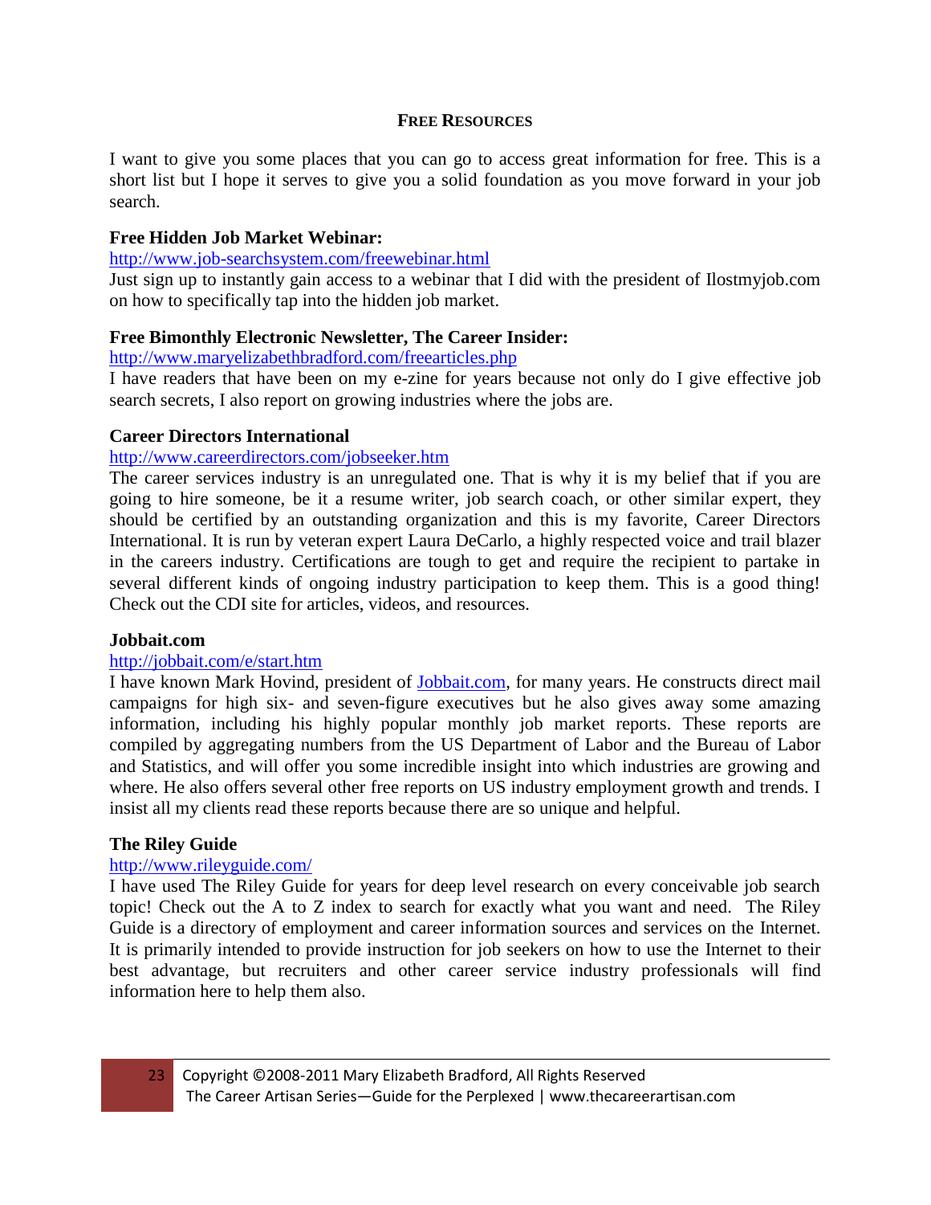## FREE RESOURCES

I want to give you some places that you can go to access great information for free. This is a short list but I hope it serves to give you a solid foundation as you move forward in your job search.

**Free Hidden Job Market Webinar:**
http://www.job-searchsystem.com/freewebinar.html
Just sign up to instantly gain access to a webinar that I did with the president of Ilostmyjob.com on how to specifically tap into the hidden job market.

**Free Bimonthly Electronic Newsletter, The Career Insider:**
http://www.maryelizabethbradford.com/freearticles.php
I have readers that have been on my e-zine for years because not only do I give effective job search secrets, I also report on growing industries where the jobs are.

**Career Directors International**
http://www.careerdirectors.com/jobseeker.htm
The career services industry is an unregulated one. That is why it is my belief that if you are going to hire someone, be it a resume writer, job search coach, or other similar expert, they should be certified by an outstanding organization and this is my favorite, Career Directors International. It is run by veteran expert Laura DeCarlo, a highly respected voice and trail blazer in the careers industry. Certifications are tough to get and require the recipient to partake in several different kinds of ongoing industry participation to keep them. This is a good thing! Check out the CDI site for articles, videos, and resources.

**Jobbait.com**
http://jobbait.com/e/start.htm
I have known Mark Hovind, president of Jobbait.com, for many years. He constructs direct mail campaigns for high six- and seven-figure executives but he also gives away some amazing information, including his highly popular monthly job market reports. These reports are compiled by aggregating numbers from the US Department of Labor and the Bureau of Labor and Statistics, and will offer you some incredible insight into which industries are growing and where. He also offers several other free reports on US industry employment growth and trends. I insist all my clients read these reports because there are so unique and helpful.

**The Riley Guide**
http://www.rileyguide.com/
I have used The Riley Guide for years for deep level research on every conceivable job search topic! Check out the A to Z index to search for exactly what you want and need. The Riley Guide is a directory of employment and career information sources and services on the Internet. It is primarily intended to provide instruction for job seekers on how to use the Internet to their best advantage, but recruiters and other career service industry professionals will find information here to help them also.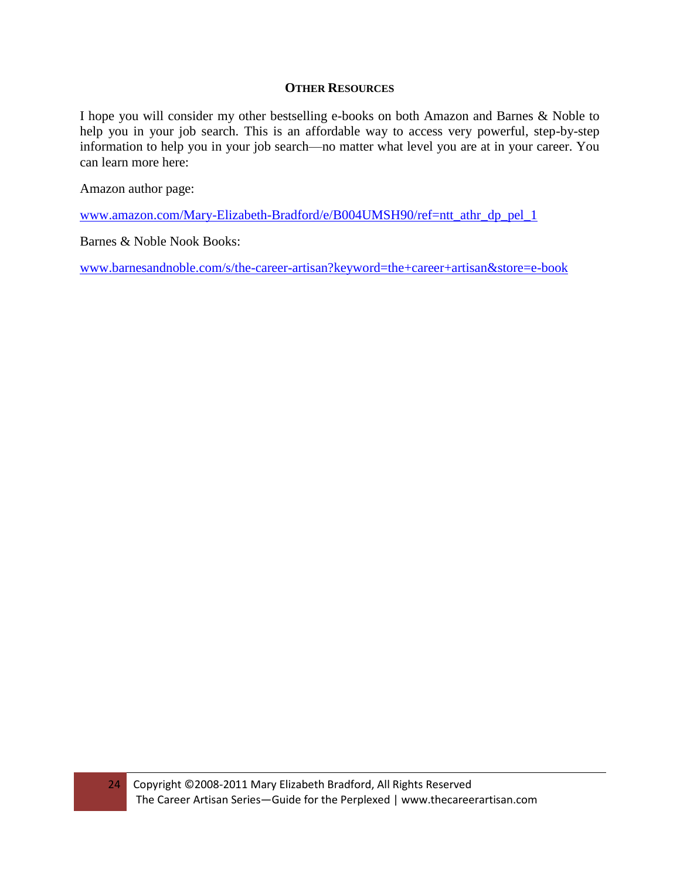## Other Resources

I hope you will consider my other bestselling e-books on both Amazon and Barnes & Noble to help you in your job search. This is an affordable way to access very powerful, step-by-step information to help you in your job search—no matter what level you are at in your career. You can learn more here:

Amazon author page:

www.amazon.com/Mary-Elizabeth-Bradford/e/B004UMSH90/ref=ntt_athr_dp_pel_1

Barnes & Noble Nook Books:

www.barnesandnoble.com/s/the-career-artisan?keyword=the+career+artisan&store=e-book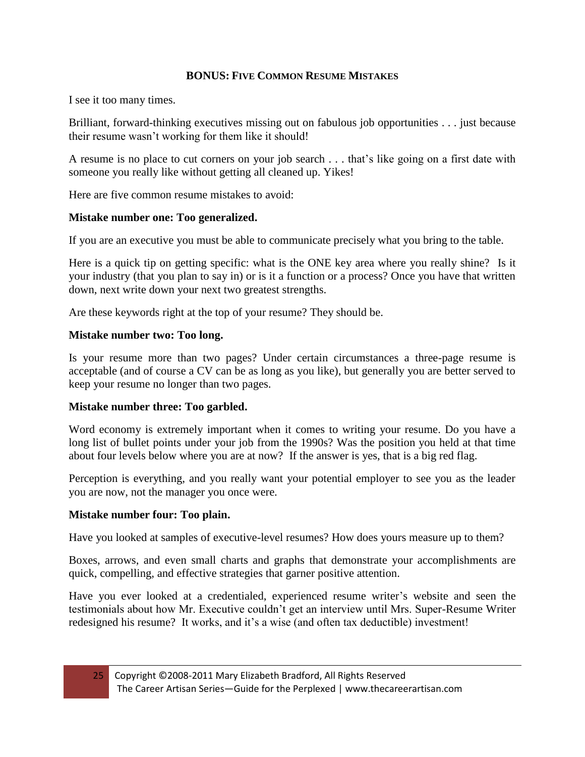## BONUS: FIVE COMMON RESUME MISTAKES

I see it too many times.

Brilliant, forward-thinking executives missing out on fabulous job opportunities . . . just because their resume wasn't working for them like it should!

A resume is no place to cut corners on your job search . . . that's like going on a first date with someone you really like without getting all cleaned up. Yikes!

Here are five common resume mistakes to avoid:

**Mistake number one: Too generalized.**

If you are an executive you must be able to communicate precisely what you bring to the table.

Here is a quick tip on getting specific: what is the ONE key area where you really shine? Is it your industry (that you plan to say in) or is it a function or a process? Once you have that written down, next write down your next two greatest strengths.

Are these keywords right at the top of your resume? They should be.

**Mistake number two: Too long.**

Is your resume more than two pages? Under certain circumstances a three-page resume is acceptable (and of course a CV can be as long as you like), but generally you are better served to keep your resume no longer than two pages.

**Mistake number three: Too garbled.**

Word economy is extremely important when it comes to writing your resume. Do you have a long list of bullet points under your job from the 1990s? Was the position you held at that time about four levels below where you are at now? If the answer is yes, that is a big red flag.

Perception is everything, and you really want your potential employer to see you as the leader you are now, not the manager you once were.

**Mistake number four: Too plain.**

Have you looked at samples of executive-level resumes? How does yours measure up to them?

Boxes, arrows, and even small charts and graphs that demonstrate your accomplishments are quick, compelling, and effective strategies that garner positive attention.

Have you ever looked at a credentialed, experienced resume writer's website and seen the testimonials about how Mr. Executive couldn't get an interview until Mrs. Super-Resume Writer redesigned his resume? It works, and it's a wise (and often tax deductible) investment!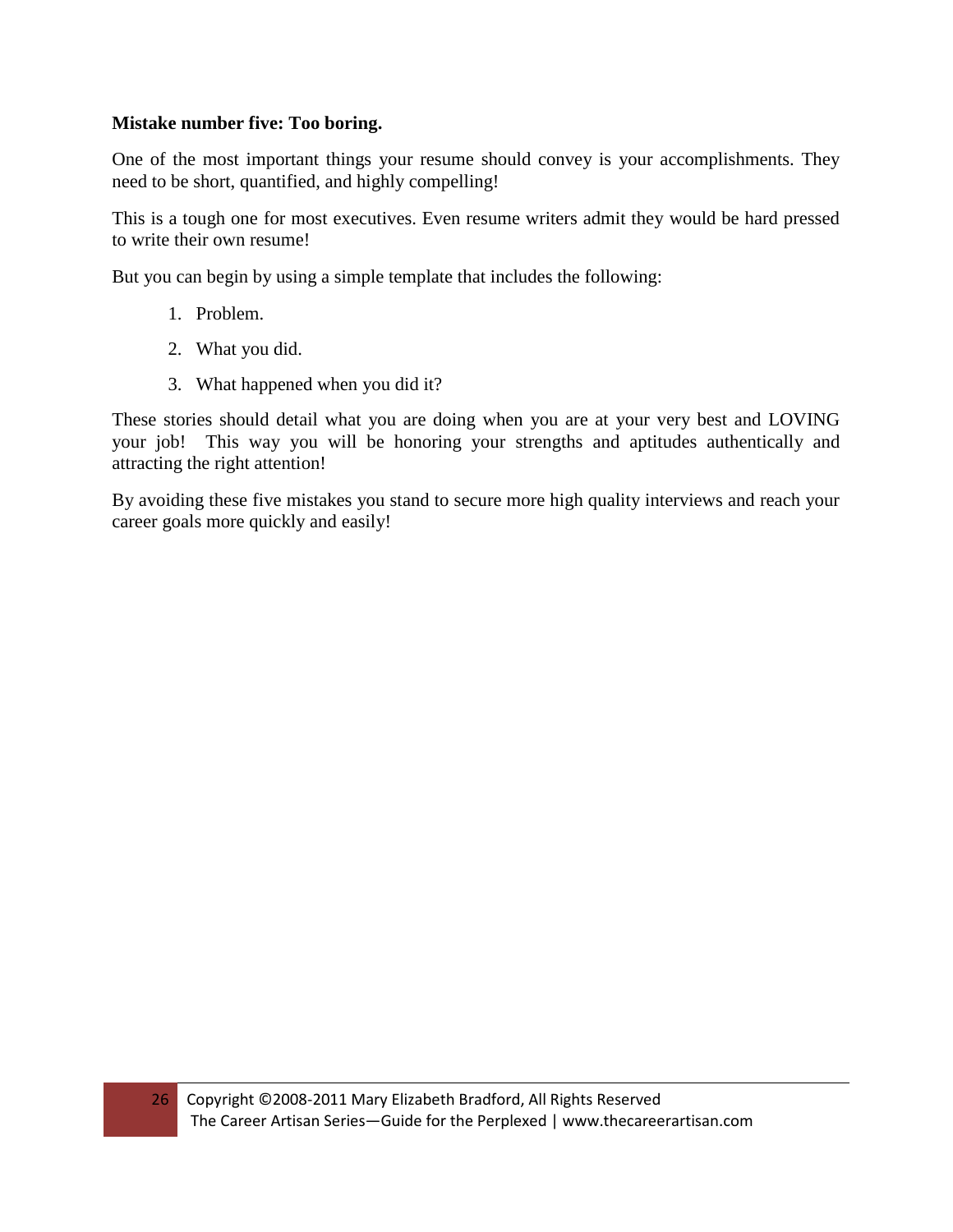**Mistake number five: Too boring.**

One of the most important things your resume should convey is your accomplishments. They need to be short, quantified, and highly compelling!

This is a tough one for most executives. Even resume writers admit they would be hard pressed to write their own resume!

But you can begin by using a simple template that includes the following:

1. Problem.
2. What you did.
3. What happened when you did it?

These stories should detail what you are doing when you are at your very best and LOVING your job! This way you will be honoring your strengths and aptitudes authentically and attracting the right attention!

By avoiding these five mistakes you stand to secure more high quality interviews and reach your career goals more quickly and easily!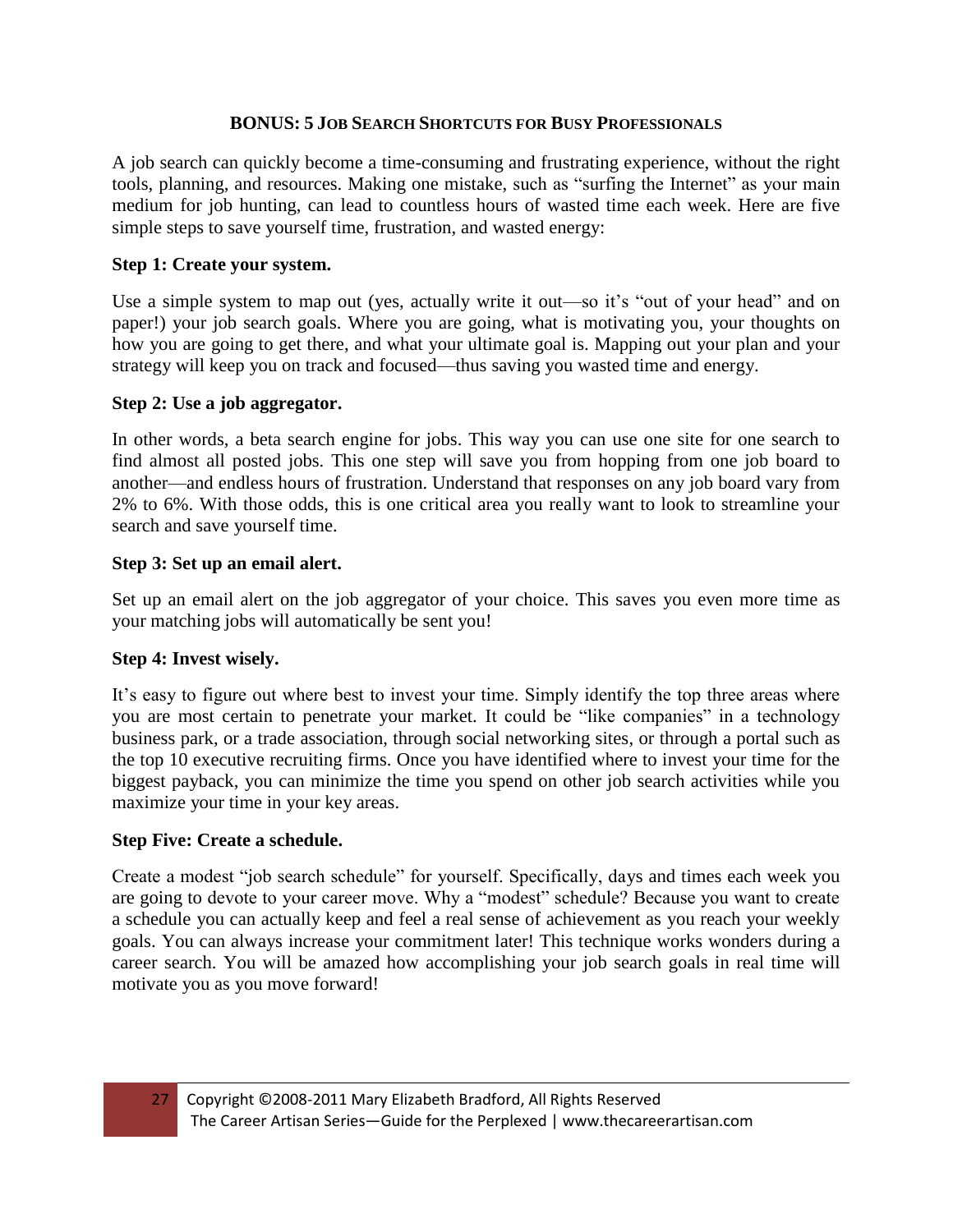## BONUS: 5 Job Search Shortcuts for Busy Professionals

A job search can quickly become a time-consuming and frustrating experience, without the right tools, planning, and resources. Making one mistake, such as "surfing the Internet" as your main medium for job hunting, can lead to countless hours of wasted time each week. Here are five simple steps to save yourself time, frustration, and wasted energy:

**Step 1: Create your system.**

Use a simple system to map out (yes, actually write it out—so it's "out of your head" and on paper!) your job search goals. Where you are going, what is motivating you, your thoughts on how you are going to get there, and what your ultimate goal is. Mapping out your plan and your strategy will keep you on track and focused—thus saving you wasted time and energy.

**Step 2: Use a job aggregator.**

In other words, a beta search engine for jobs. This way you can use one site for one search to find almost all posted jobs. This one step will save you from hopping from one job board to another—and endless hours of frustration. Understand that responses on any job board vary from 2% to 6%. With those odds, this is one critical area you really want to look to streamline your search and save yourself time.

**Step 3: Set up an email alert.**

Set up an email alert on the job aggregator of your choice. This saves you even more time as your matching jobs will automatically be sent you!

**Step 4: Invest wisely.**

It's easy to figure out where best to invest your time. Simply identify the top three areas where you are most certain to penetrate your market. It could be "like companies" in a technology business park, or a trade association, through social networking sites, or through a portal such as the top 10 executive recruiting firms. Once you have identified where to invest your time for the biggest payback, you can minimize the time you spend on other job search activities while you maximize your time in your key areas.

**Step Five: Create a schedule.**

Create a modest "job search schedule" for yourself. Specifically, days and times each week you are going to devote to your career move. Why a "modest" schedule? Because you want to create a schedule you can actually keep and feel a real sense of achievement as you reach your weekly goals. You can always increase your commitment later! This technique works wonders during a career search. You will be amazed how accomplishing your job search goals in real time will motivate you as you move forward!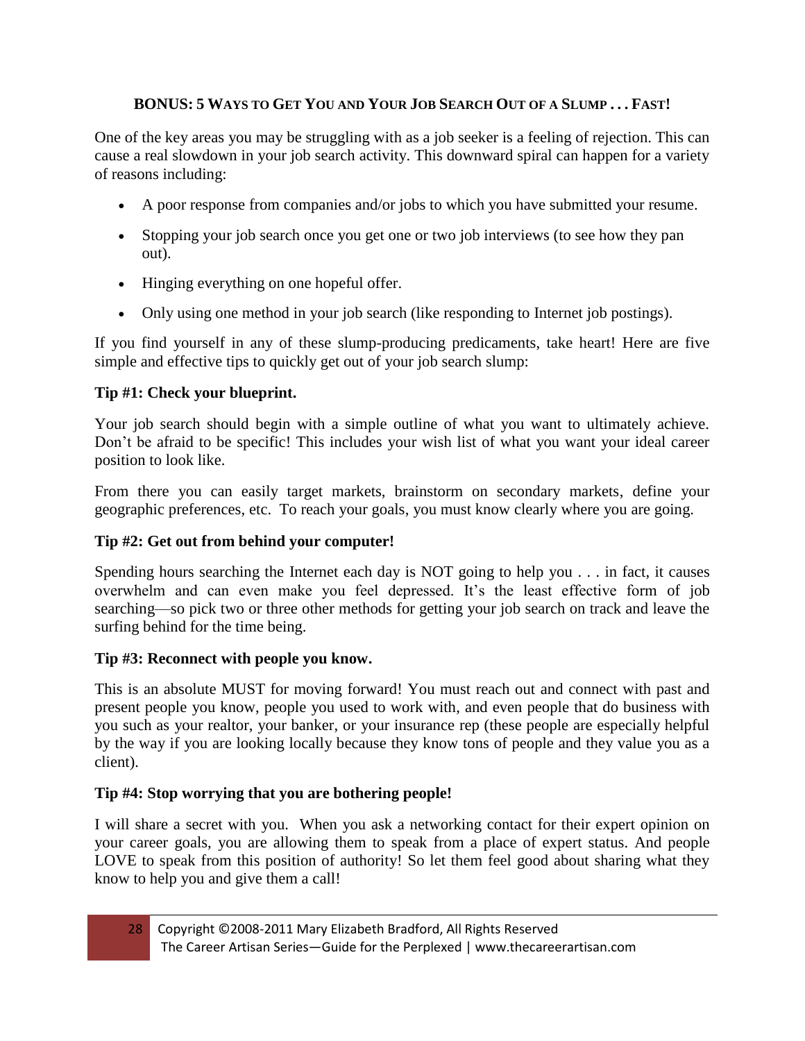## BONUS: 5 Ways to Get You and Your Job Search Out of a Slump . . . Fast!

One of the key areas you may be struggling with as a job seeker is a feeling of rejection. This can cause a real slowdown in your job search activity. This downward spiral can happen for a variety of reasons including:

- A poor response from companies and/or jobs to which you have submitted your resume.
- Stopping your job search once you get one or two job interviews (to see how they pan out).
- Hinging everything on one hopeful offer.
- Only using one method in your job search (like responding to Internet job postings).

If you find yourself in any of these slump-producing predicaments, take heart! Here are five simple and effective tips to quickly get out of your job search slump:

**Tip #1: Check your blueprint.**

Your job search should begin with a simple outline of what you want to ultimately achieve. Don't be afraid to be specific! This includes your wish list of what you want your ideal career position to look like.

From there you can easily target markets, brainstorm on secondary markets, define your geographic preferences, etc. To reach your goals, you must know clearly where you are going.

**Tip #2: Get out from behind your computer!**

Spending hours searching the Internet each day is NOT going to help you . . . in fact, it causes overwhelm and can even make you feel depressed. It's the least effective form of job searching—so pick two or three other methods for getting your job search on track and leave the surfing behind for the time being.

**Tip #3: Reconnect with people you know.**

This is an absolute MUST for moving forward! You must reach out and connect with past and present people you know, people you used to work with, and even people that do business with you such as your realtor, your banker, or your insurance rep (these people are especially helpful by the way if you are looking locally because they know tons of people and they value you as a client).

**Tip #4: Stop worrying that you are bothering people!**

I will share a secret with you. When you ask a networking contact for their expert opinion on your career goals, you are allowing them to speak from a place of expert status. And people LOVE to speak from this position of authority! So let them feel good about sharing what they know to help you and give them a call!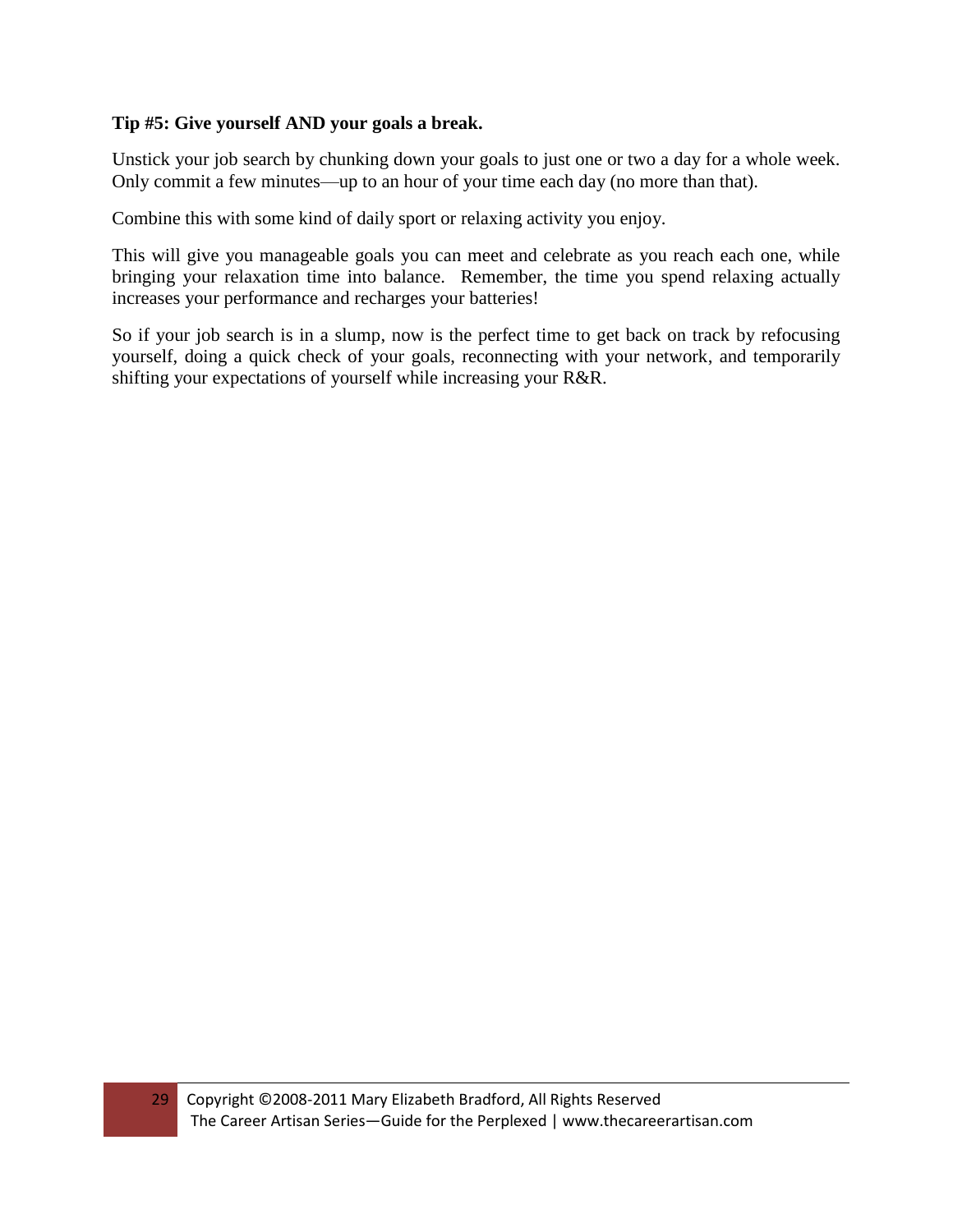**Tip #5: Give yourself AND your goals a break.**

Unstick your job search by chunking down your goals to just one or two a day for a whole week. Only commit a few minutes—up to an hour of your time each day (no more than that).

Combine this with some kind of daily sport or relaxing activity you enjoy.

This will give you manageable goals you can meet and celebrate as you reach each one, while bringing your relaxation time into balance. Remember, the time you spend relaxing actually increases your performance and recharges your batteries!

So if your job search is in a slump, now is the perfect time to get back on track by refocusing yourself, doing a quick check of your goals, reconnecting with your network, and temporarily shifting your expectations of yourself while increasing your R&R.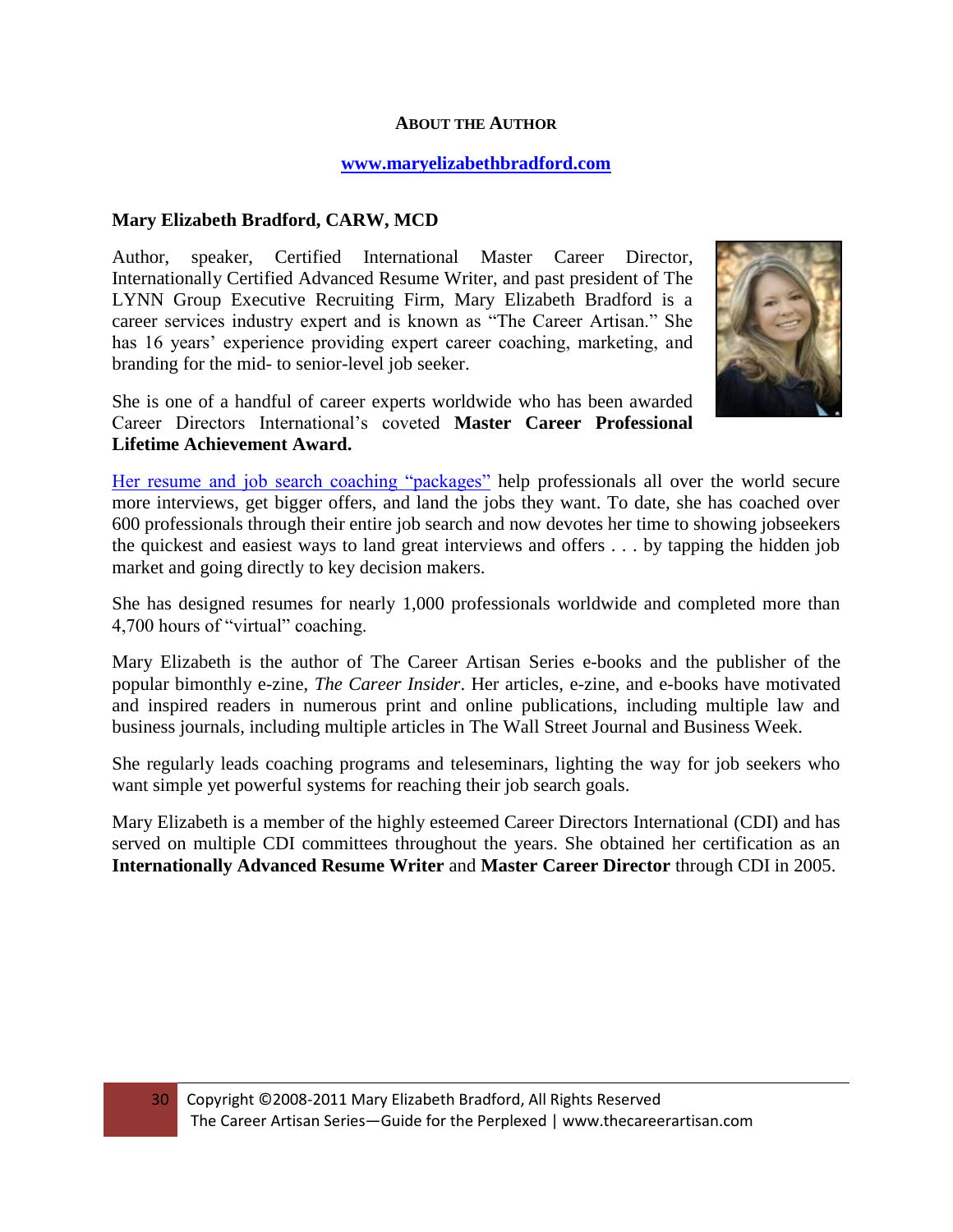## About the Author

**[www.maryelizabethbradford.com](http://www.maryelizabethbradford.com)**

### Mary Elizabeth Bradford, CARW, MCD

Author, speaker, Certified International Master Career Director, Internationally Certified Advanced Resume Writer, and past president of The LYNN Group Executive Recruiting Firm, Mary Elizabeth Bradford is a career services industry expert and is known as "The Career Artisan." She has 16 years' experience providing expert career coaching, marketing, and branding for the mid- to senior-level job seeker.

She is one of a handful of career experts worldwide who has been awarded Career Directors International's coveted **Master Career Professional Lifetime Achievement Award.**

Her resume and job search coaching "packages" help professionals all over the world secure more interviews, get bigger offers, and land the jobs they want. To date, she has coached over 600 professionals through their entire job search and now devotes her time to showing jobseekers the quickest and easiest ways to land great interviews and offers . . . by tapping the hidden job market and going directly to key decision makers.

She has designed resumes for nearly 1,000 professionals worldwide and completed more than 4,700 hours of "virtual" coaching.

Mary Elizabeth is the author of The Career Artisan Series e-books and the publisher of the popular bimonthly e-zine, *The Career Insider*. Her articles, e-zine, and e-books have motivated and inspired readers in numerous print and online publications, including multiple law and business journals, including multiple articles in The Wall Street Journal and Business Week.

She regularly leads coaching programs and teleseminars, lighting the way for job seekers who want simple yet powerful systems for reaching their job search goals.

Mary Elizabeth is a member of the highly esteemed Career Directors International (CDI) and has served on multiple CDI committees throughout the years. She obtained her certification as an **Internationally Advanced Resume Writer** and **Master Career Director** through CDI in 2005.